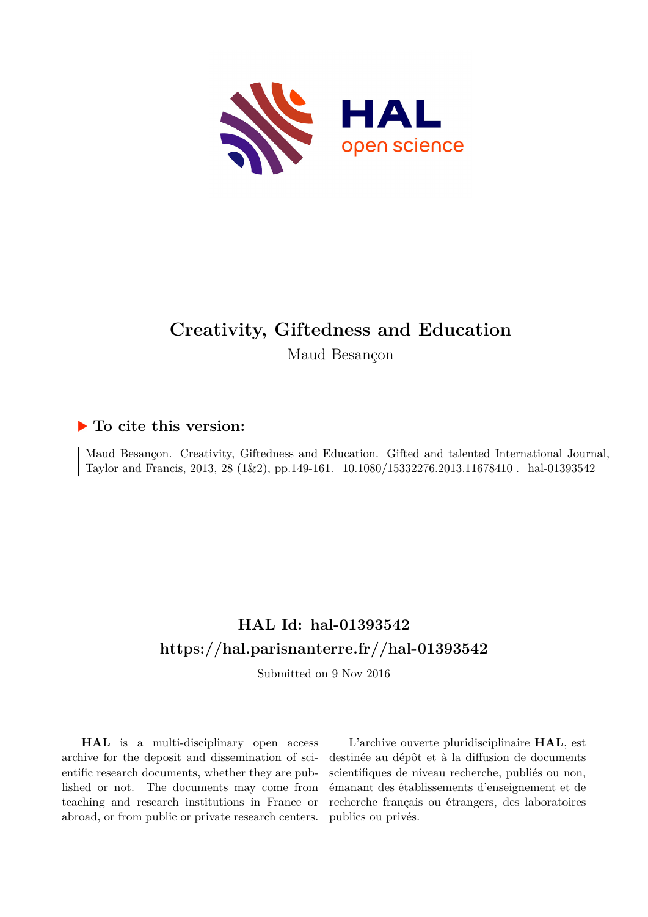# Creativity, Giftedness and Education

Maud Besançon

## ▶ To cite this version:

Maud Besançon. Creativity, Giftedness and Education. Gifted and talented International Journal, Taylor and Francis, 2013, 28 (1&2), pp.149-161. 10.1080/15332276.2013.11678410 . hal-01393542

## HAL Id: hal-01393542
## https://hal.parisnanterre.fr//hal-01393542

Submitted on 9 Nov 2016

**HAL** is a multi-disciplinary open access archive for the deposit and dissemination of scientific research documents, whether they are published or not. The documents may come from teaching and research institutions in France or abroad, or from public or private research centers.

L'archive ouverte pluridisciplinaire **HAL**, est destinée au dépôt et à la diffusion de documents scientifiques de niveau recherche, publiés ou non, émanant des établissements d'enseignement et de recherche français ou étrangers, des laboratoires publics ou privés.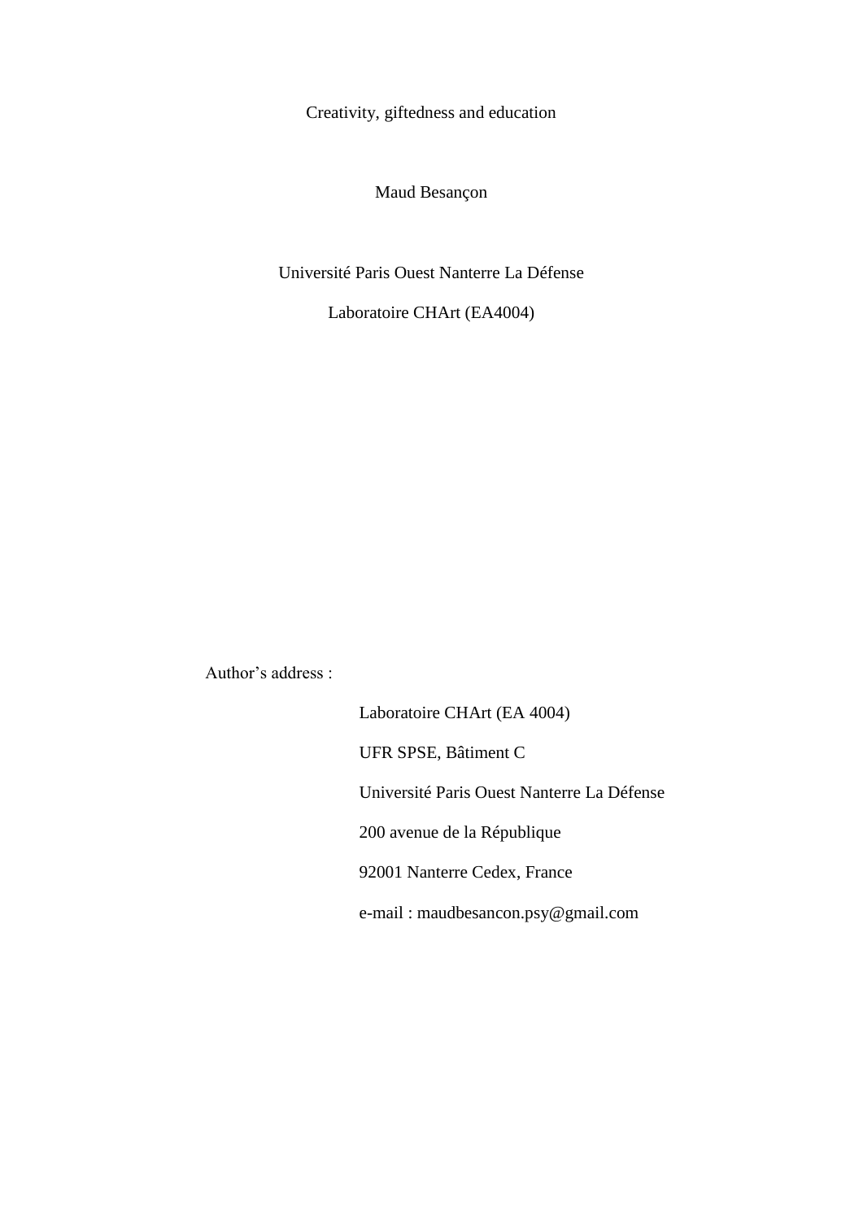# Creativity, giftedness and education

Maud Besançon

Université Paris Ouest Nanterre La Défense

Laboratoire CHArt (EA4004)

Author's address :

Laboratoire CHArt (EA 4004)

UFR SPSE, Bâtiment C

Université Paris Ouest Nanterre La Défense

200 avenue de la République

92001 Nanterre Cedex, France

e-mail : maudbesancon.psy@gmail.com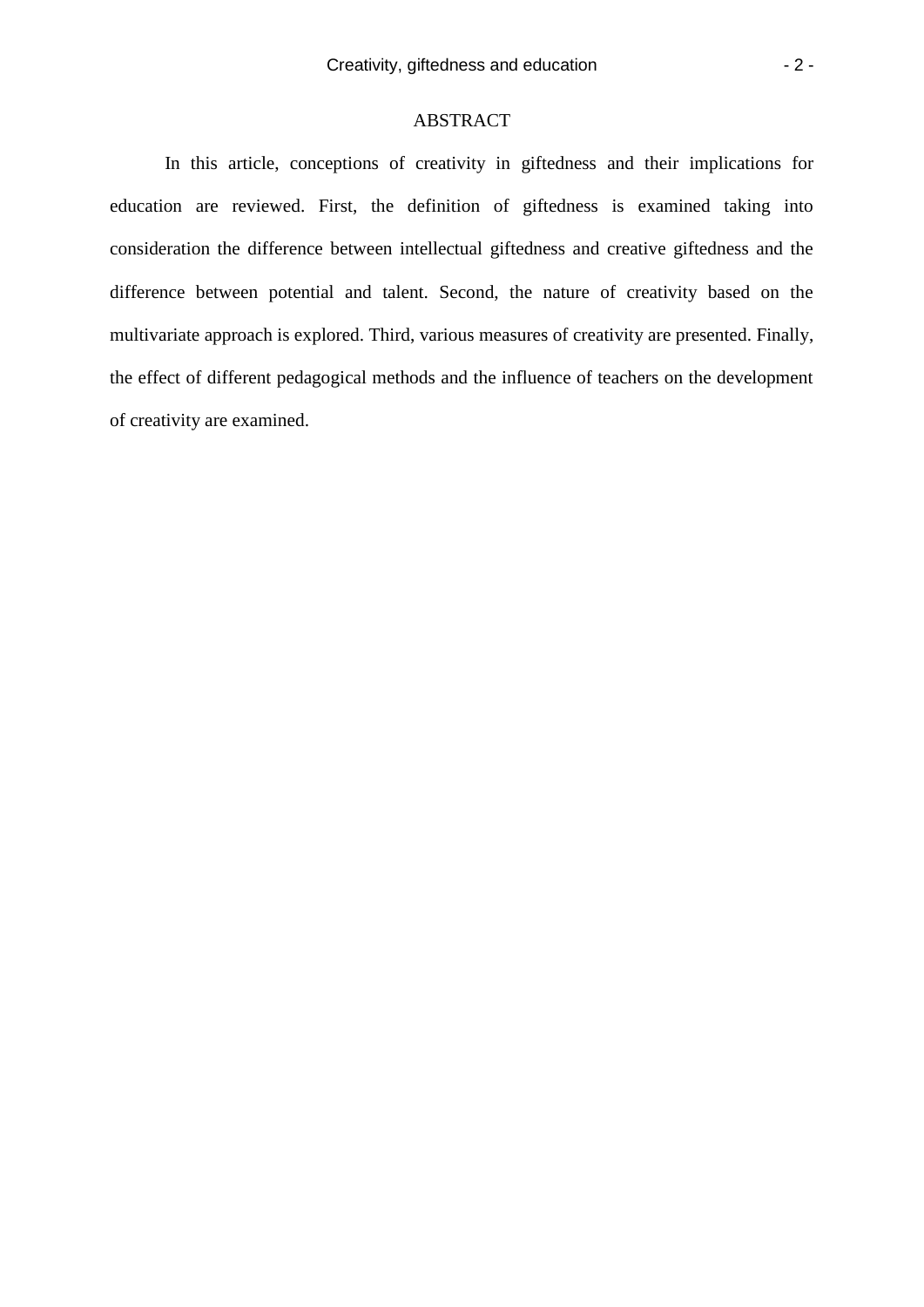## ABSTRACT

In this article, conceptions of creativity in giftedness and their implications for education are reviewed. First, the definition of giftedness is examined taking into consideration the difference between intellectual giftedness and creative giftedness and the difference between potential and talent. Second, the nature of creativity based on the multivariate approach is explored. Third, various measures of creativity are presented. Finally, the effect of different pedagogical methods and the influence of teachers on the development of creativity are examined.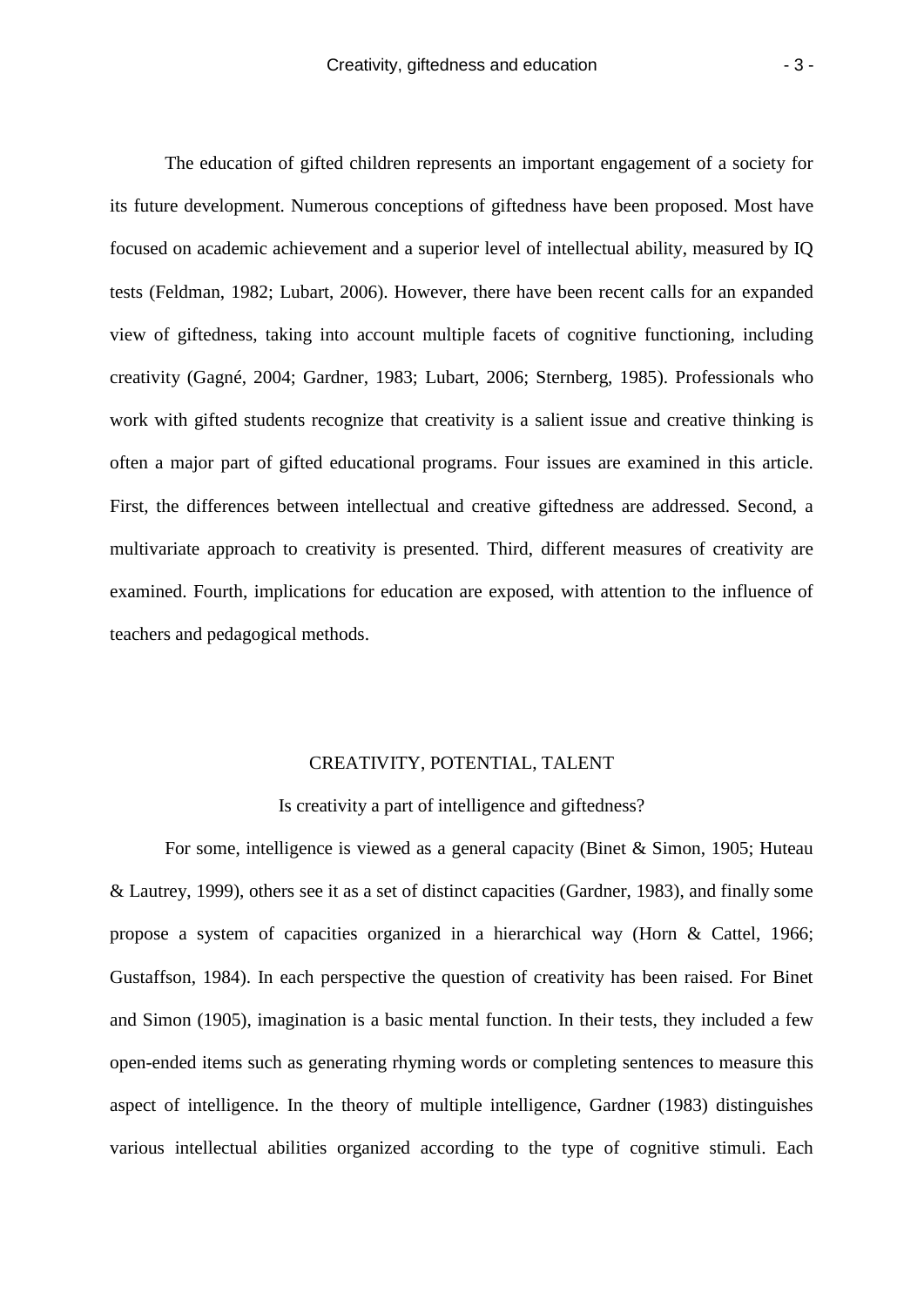The education of gifted children represents an important engagement of a society for its future development. Numerous conceptions of giftedness have been proposed. Most have focused on academic achievement and a superior level of intellectual ability, measured by IQ tests (Feldman, 1982; Lubart, 2006). However, there have been recent calls for an expanded view of giftedness, taking into account multiple facets of cognitive functioning, including creativity (Gagné, 2004; Gardner, 1983; Lubart, 2006; Sternberg, 1985). Professionals who work with gifted students recognize that creativity is a salient issue and creative thinking is often a major part of gifted educational programs. Four issues are examined in this article. First, the differences between intellectual and creative giftedness are addressed. Second, a multivariate approach to creativity is presented. Third, different measures of creativity are examined. Fourth, implications for education are exposed, with attention to the influence of teachers and pedagogical methods.

## CREATIVITY, POTENTIAL, TALENT

### Is creativity a part of intelligence and giftedness?

For some, intelligence is viewed as a general capacity (Binet & Simon, 1905; Huteau & Lautrey, 1999), others see it as a set of distinct capacities (Gardner, 1983), and finally some propose a system of capacities organized in a hierarchical way (Horn & Cattel, 1966; Gustaffson, 1984). In each perspective the question of creativity has been raised. For Binet and Simon (1905), imagination is a basic mental function. In their tests, they included a few open-ended items such as generating rhyming words or completing sentences to measure this aspect of intelligence. In the theory of multiple intelligence, Gardner (1983) distinguishes various intellectual abilities organized according to the type of cognitive stimuli. Each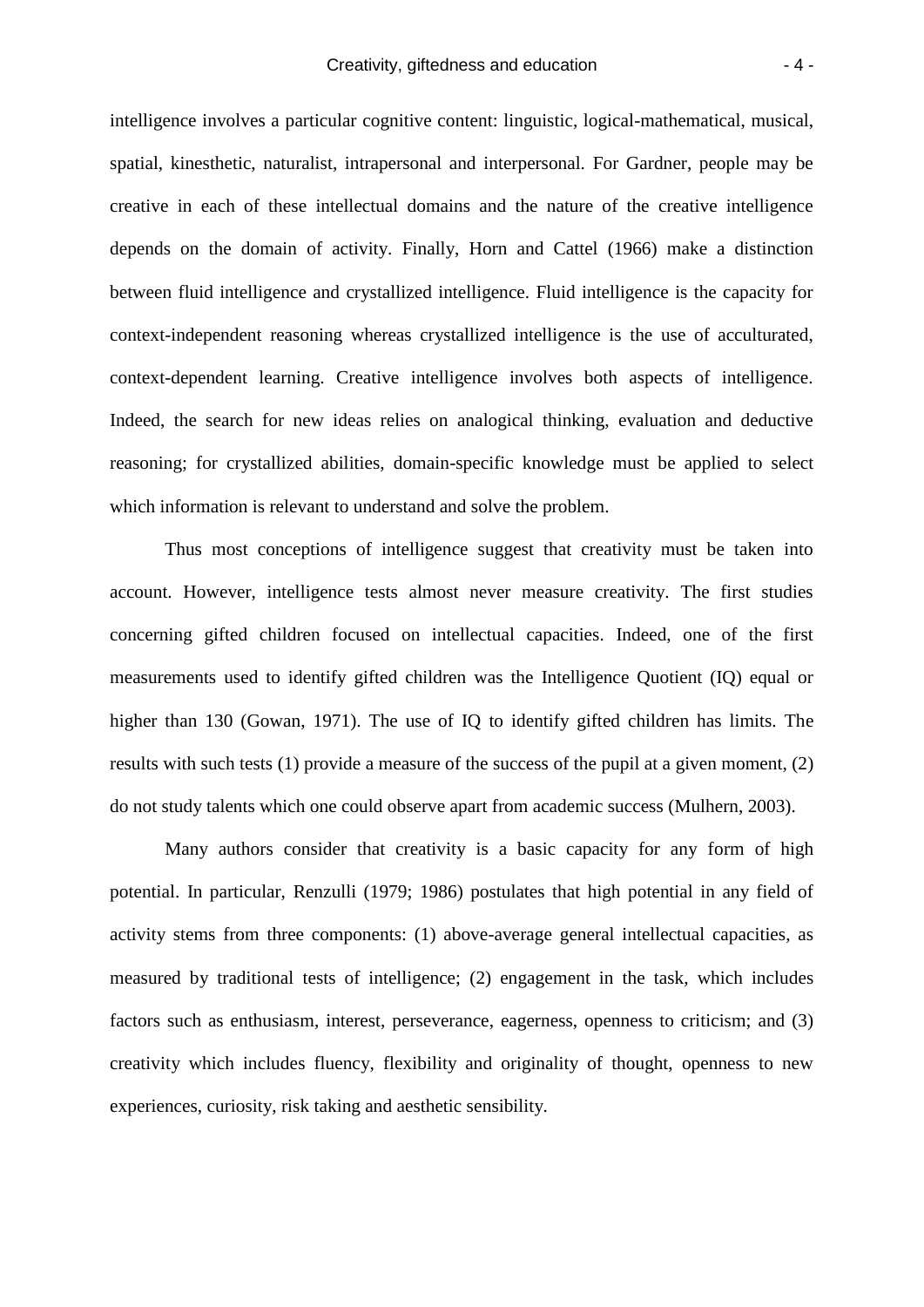intelligence involves a particular cognitive content: linguistic, logical-mathematical, musical, spatial, kinesthetic, naturalist, intrapersonal and interpersonal. For Gardner, people may be creative in each of these intellectual domains and the nature of the creative intelligence depends on the domain of activity. Finally, Horn and Cattel (1966) make a distinction between fluid intelligence and crystallized intelligence. Fluid intelligence is the capacity for context-independent reasoning whereas crystallized intelligence is the use of acculturated, context-dependent learning. Creative intelligence involves both aspects of intelligence. Indeed, the search for new ideas relies on analogical thinking, evaluation and deductive reasoning; for crystallized abilities, domain-specific knowledge must be applied to select which information is relevant to understand and solve the problem.

Thus most conceptions of intelligence suggest that creativity must be taken into account. However, intelligence tests almost never measure creativity. The first studies concerning gifted children focused on intellectual capacities. Indeed, one of the first measurements used to identify gifted children was the Intelligence Quotient (IQ) equal or higher than 130 (Gowan, 1971). The use of IQ to identify gifted children has limits. The results with such tests (1) provide a measure of the success of the pupil at a given moment, (2) do not study talents which one could observe apart from academic success (Mulhern, 2003).

Many authors consider that creativity is a basic capacity for any form of high potential. In particular, Renzulli (1979; 1986) postulates that high potential in any field of activity stems from three components: (1) above-average general intellectual capacities, as measured by traditional tests of intelligence; (2) engagement in the task, which includes factors such as enthusiasm, interest, perseverance, eagerness, openness to criticism; and (3) creativity which includes fluency, flexibility and originality of thought, openness to new experiences, curiosity, risk taking and aesthetic sensibility.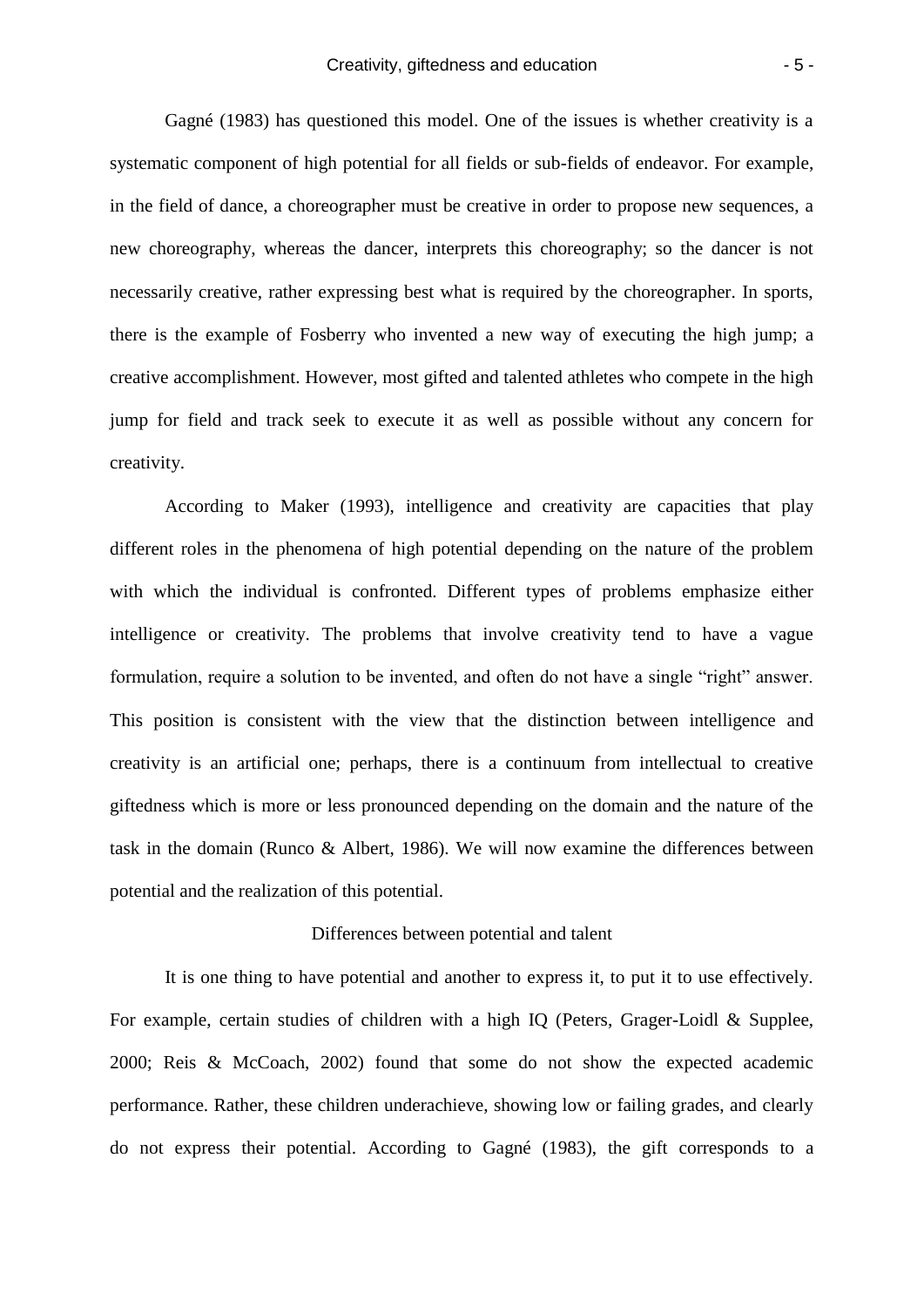Gagné (1983) has questioned this model. One of the issues is whether creativity is a systematic component of high potential for all fields or sub-fields of endeavor. For example, in the field of dance, a choreographer must be creative in order to propose new sequences, a new choreography, whereas the dancer, interprets this choreography; so the dancer is not necessarily creative, rather expressing best what is required by the choreographer. In sports, there is the example of Fosberry who invented a new way of executing the high jump; a creative accomplishment. However, most gifted and talented athletes who compete in the high jump for field and track seek to execute it as well as possible without any concern for creativity.

According to Maker (1993), intelligence and creativity are capacities that play different roles in the phenomena of high potential depending on the nature of the problem with which the individual is confronted. Different types of problems emphasize either intelligence or creativity. The problems that involve creativity tend to have a vague formulation, require a solution to be invented, and often do not have a single "right" answer. This position is consistent with the view that the distinction between intelligence and creativity is an artificial one; perhaps, there is a continuum from intellectual to creative giftedness which is more or less pronounced depending on the domain and the nature of the task in the domain (Runco & Albert, 1986). We will now examine the differences between potential and the realization of this potential.

## Differences between potential and talent

It is one thing to have potential and another to express it, to put it to use effectively. For example, certain studies of children with a high IQ (Peters, Grager-Loidl & Supplee, 2000; Reis & McCoach, 2002) found that some do not show the expected academic performance. Rather, these children underachieve, showing low or failing grades, and clearly do not express their potential. According to Gagné (1983), the gift corresponds to a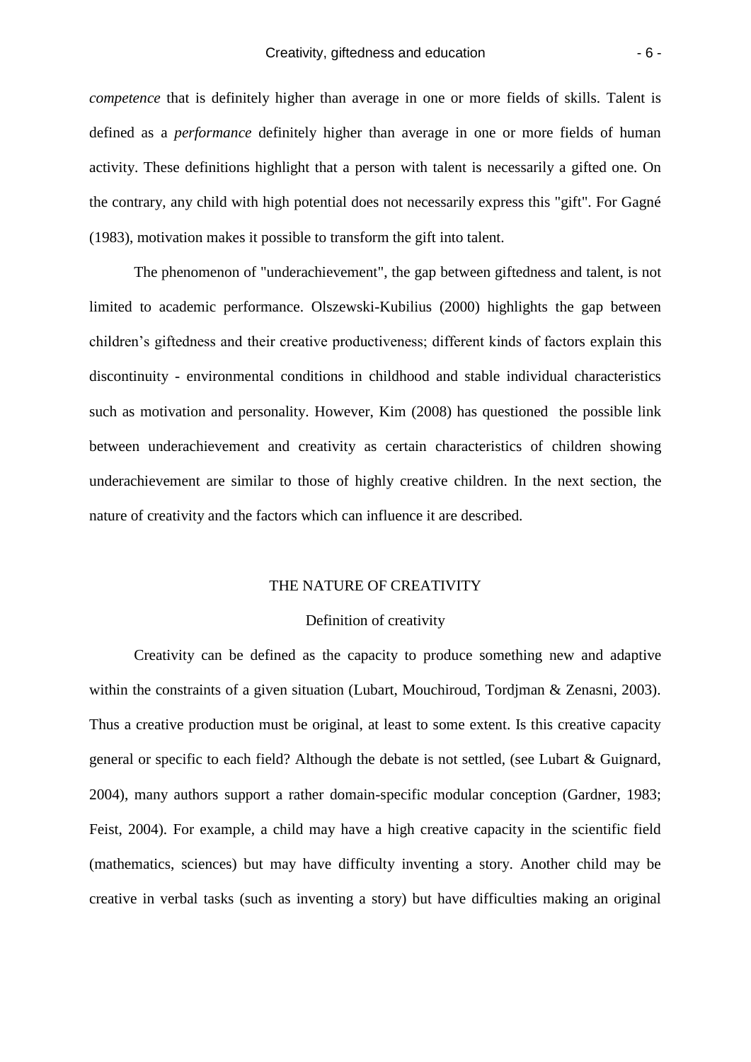*competence* that is definitely higher than average in one or more fields of skills. Talent is defined as a *performance* definitely higher than average in one or more fields of human activity. These definitions highlight that a person with talent is necessarily a gifted one. On the contrary, any child with high potential does not necessarily express this "gift". For Gagné (1983), motivation makes it possible to transform the gift into talent.

The phenomenon of "underachievement", the gap between giftedness and talent, is not limited to academic performance. Olszewski-Kubilius (2000) highlights the gap between children's giftedness and their creative productiveness; different kinds of factors explain this discontinuity - environmental conditions in childhood and stable individual characteristics such as motivation and personality. However, Kim (2008) has questioned the possible link between underachievement and creativity as certain characteristics of children showing underachievement are similar to those of highly creative children. In the next section, the nature of creativity and the factors which can influence it are described.

## THE NATURE OF CREATIVITY

### Definition of creativity

Creativity can be defined as the capacity to produce something new and adaptive within the constraints of a given situation (Lubart, Mouchiroud, Tordjman & Zenasni, 2003). Thus a creative production must be original, at least to some extent. Is this creative capacity general or specific to each field? Although the debate is not settled, (see Lubart & Guignard, 2004), many authors support a rather domain-specific modular conception (Gardner, 1983; Feist, 2004). For example, a child may have a high creative capacity in the scientific field (mathematics, sciences) but may have difficulty inventing a story. Another child may be creative in verbal tasks (such as inventing a story) but have difficulties making an original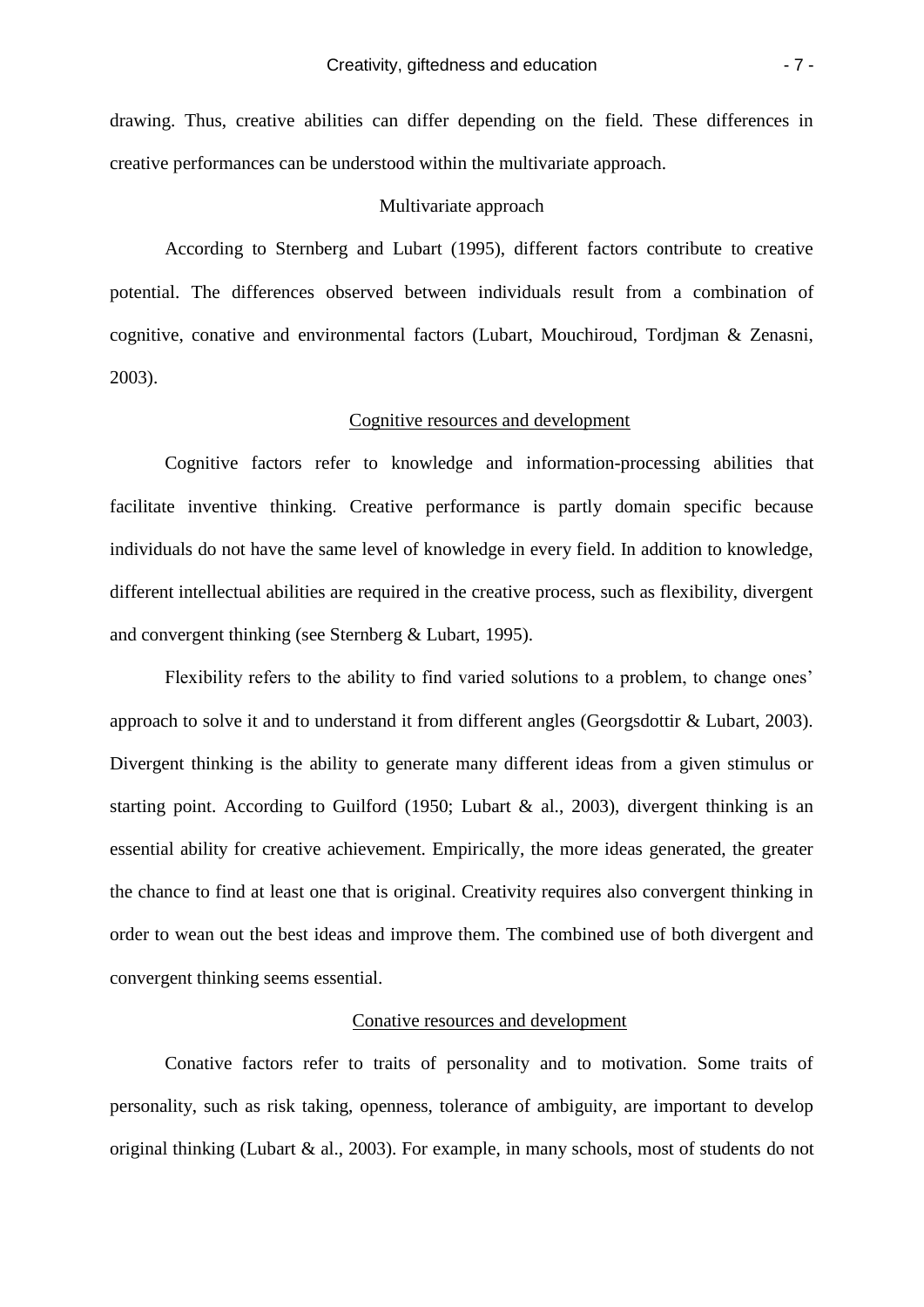drawing. Thus, creative abilities can differ depending on the field. These differences in creative performances can be understood within the multivariate approach.

## Multivariate approach

According to Sternberg and Lubart (1995), different factors contribute to creative potential. The differences observed between individuals result from a combination of cognitive, conative and environmental factors (Lubart, Mouchiroud, Tordjman & Zenasni, 2003).

### Cognitive resources and development

Cognitive factors refer to knowledge and information-processing abilities that facilitate inventive thinking. Creative performance is partly domain specific because individuals do not have the same level of knowledge in every field. In addition to knowledge, different intellectual abilities are required in the creative process, such as flexibility, divergent and convergent thinking (see Sternberg & Lubart, 1995).

Flexibility refers to the ability to find varied solutions to a problem, to change ones' approach to solve it and to understand it from different angles (Georgsdottir & Lubart, 2003). Divergent thinking is the ability to generate many different ideas from a given stimulus or starting point. According to Guilford (1950; Lubart & al., 2003), divergent thinking is an essential ability for creative achievement. Empirically, the more ideas generated, the greater the chance to find at least one that is original. Creativity requires also convergent thinking in order to wean out the best ideas and improve them. The combined use of both divergent and convergent thinking seems essential.

### Conative resources and development

Conative factors refer to traits of personality and to motivation. Some traits of personality, such as risk taking, openness, tolerance of ambiguity, are important to develop original thinking (Lubart & al., 2003). For example, in many schools, most of students do not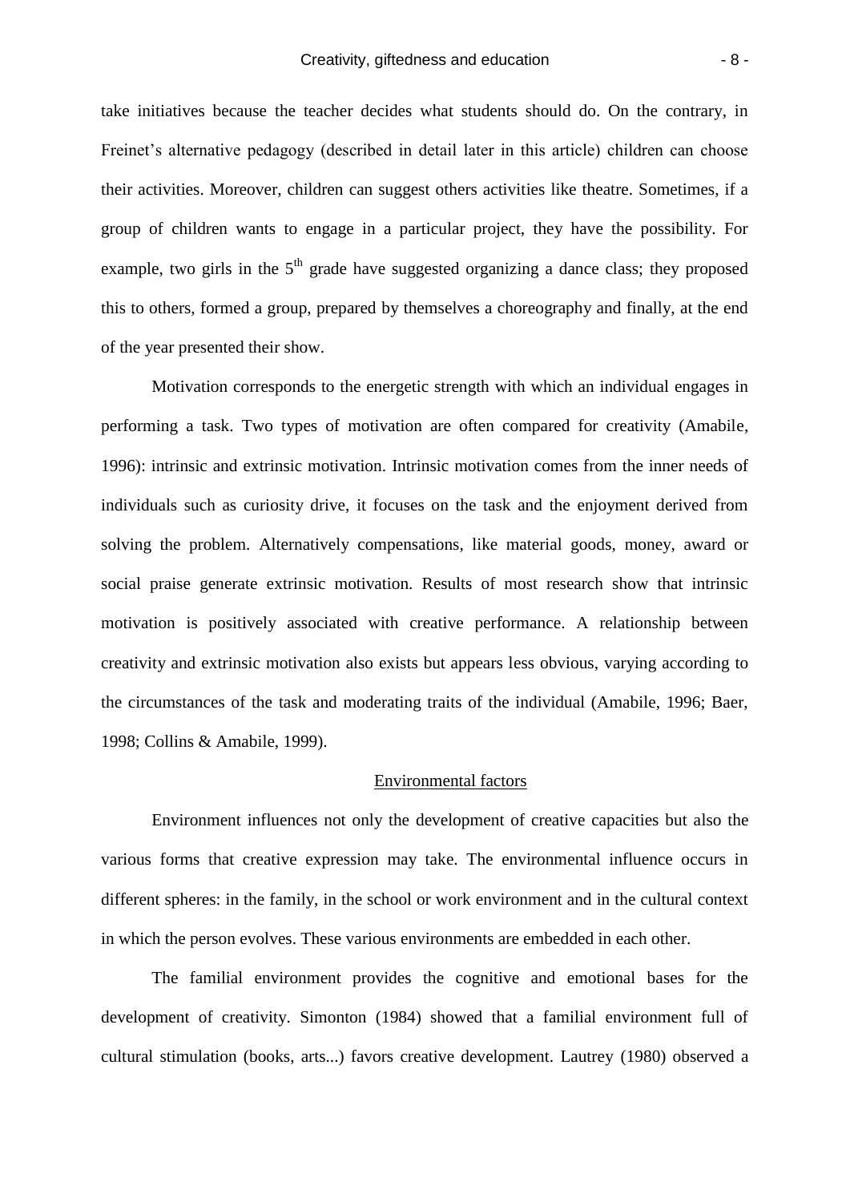take initiatives because the teacher decides what students should do. On the contrary, in Freinet's alternative pedagogy (described in detail later in this article) children can choose their activities. Moreover, children can suggest others activities like theatre. Sometimes, if a group of children wants to engage in a particular project, they have the possibility. For example, two girls in the 5th grade have suggested organizing a dance class; they proposed this to others, formed a group, prepared by themselves a choreography and finally, at the end of the year presented their show.

Motivation corresponds to the energetic strength with which an individual engages in performing a task. Two types of motivation are often compared for creativity (Amabile, 1996): intrinsic and extrinsic motivation. Intrinsic motivation comes from the inner needs of individuals such as curiosity drive, it focuses on the task and the enjoyment derived from solving the problem. Alternatively compensations, like material goods, money, award or social praise generate extrinsic motivation. Results of most research show that intrinsic motivation is positively associated with creative performance. A relationship between creativity and extrinsic motivation also exists but appears less obvious, varying according to the circumstances of the task and moderating traits of the individual (Amabile, 1996; Baer, 1998; Collins & Amabile, 1999).

## Environmental factors

Environment influences not only the development of creative capacities but also the various forms that creative expression may take. The environmental influence occurs in different spheres: in the family, in the school or work environment and in the cultural context in which the person evolves. These various environments are embedded in each other.

The familial environment provides the cognitive and emotional bases for the development of creativity. Simonton (1984) showed that a familial environment full of cultural stimulation (books, arts...) favors creative development. Lautrey (1980) observed a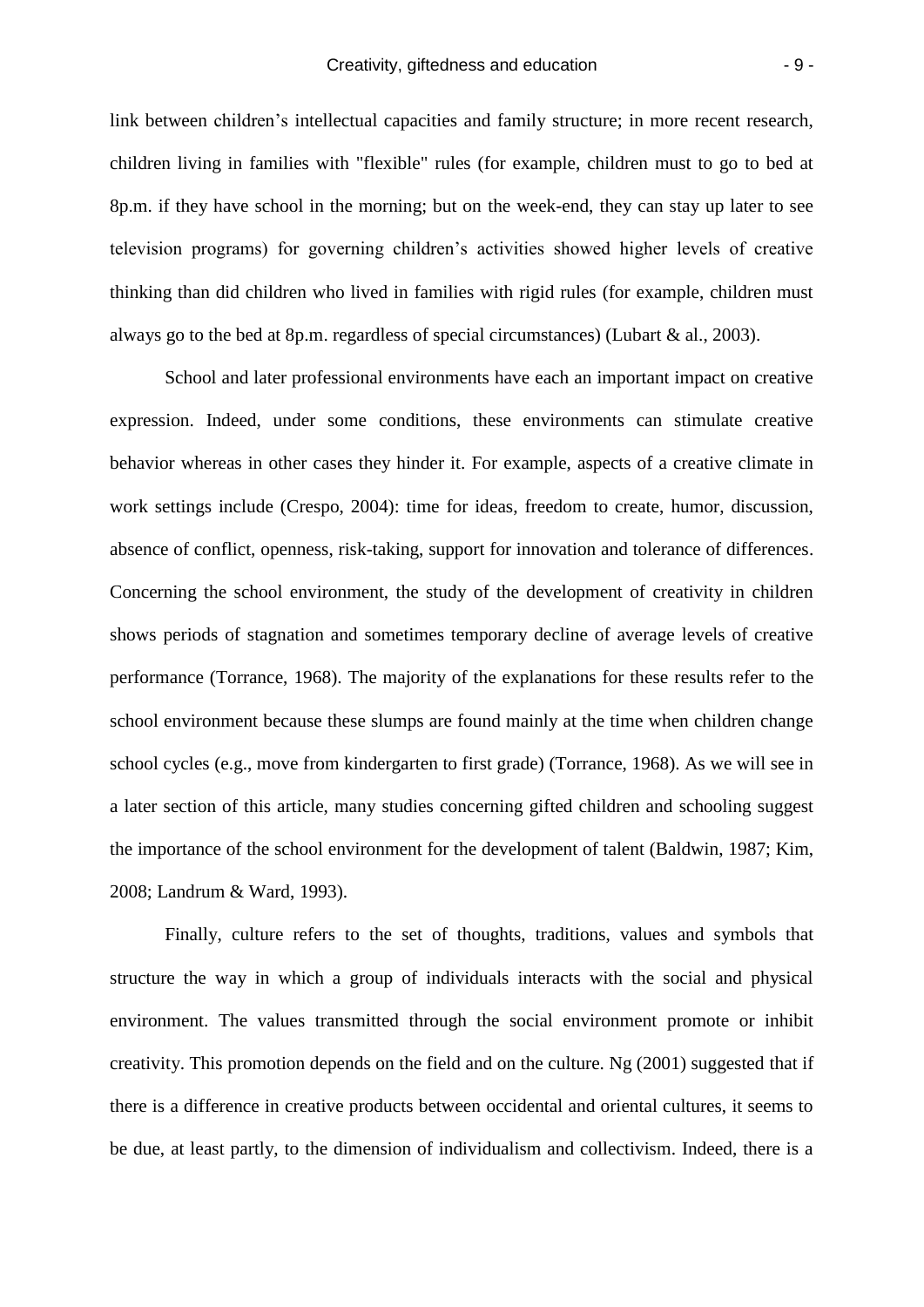link between children's intellectual capacities and family structure; in more recent research, children living in families with "flexible" rules (for example, children must to go to bed at 8p.m. if they have school in the morning; but on the week-end, they can stay up later to see television programs) for governing children's activities showed higher levels of creative thinking than did children who lived in families with rigid rules (for example, children must always go to the bed at 8p.m. regardless of special circumstances) (Lubart & al., 2003).

School and later professional environments have each an important impact on creative expression. Indeed, under some conditions, these environments can stimulate creative behavior whereas in other cases they hinder it. For example, aspects of a creative climate in work settings include (Crespo, 2004): time for ideas, freedom to create, humor, discussion, absence of conflict, openness, risk-taking, support for innovation and tolerance of differences. Concerning the school environment, the study of the development of creativity in children shows periods of stagnation and sometimes temporary decline of average levels of creative performance (Torrance, 1968). The majority of the explanations for these results refer to the school environment because these slumps are found mainly at the time when children change school cycles (e.g., move from kindergarten to first grade) (Torrance, 1968). As we will see in a later section of this article, many studies concerning gifted children and schooling suggest the importance of the school environment for the development of talent (Baldwin, 1987; Kim, 2008; Landrum & Ward, 1993).

Finally, culture refers to the set of thoughts, traditions, values and symbols that structure the way in which a group of individuals interacts with the social and physical environment. The values transmitted through the social environment promote or inhibit creativity. This promotion depends on the field and on the culture. Ng (2001) suggested that if there is a difference in creative products between occidental and oriental cultures, it seems to be due, at least partly, to the dimension of individualism and collectivism. Indeed, there is a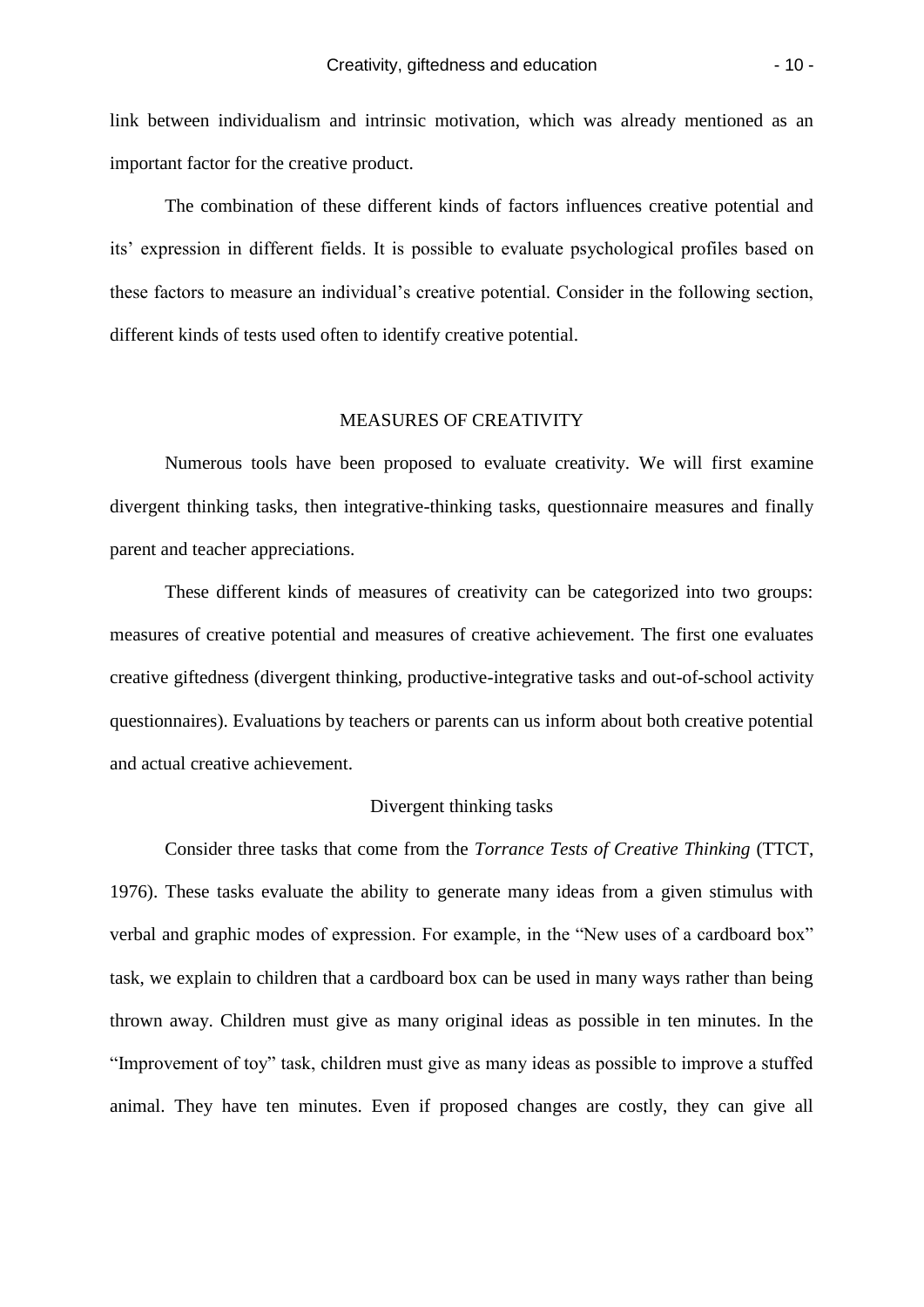link between individualism and intrinsic motivation, which was already mentioned as an important factor for the creative product.

The combination of these different kinds of factors influences creative potential and its' expression in different fields. It is possible to evaluate psychological profiles based on these factors to measure an individual's creative potential. Consider in the following section, different kinds of tests used often to identify creative potential.

## MEASURES OF CREATIVITY

Numerous tools have been proposed to evaluate creativity. We will first examine divergent thinking tasks, then integrative-thinking tasks, questionnaire measures and finally parent and teacher appreciations.

These different kinds of measures of creativity can be categorized into two groups: measures of creative potential and measures of creative achievement. The first one evaluates creative giftedness (divergent thinking, productive-integrative tasks and out-of-school activity questionnaires). Evaluations by teachers or parents can us inform about both creative potential and actual creative achievement.

### Divergent thinking tasks

Consider three tasks that come from the *Torrance Tests of Creative Thinking* (TTCT, 1976). These tasks evaluate the ability to generate many ideas from a given stimulus with verbal and graphic modes of expression. For example, in the "New uses of a cardboard box" task, we explain to children that a cardboard box can be used in many ways rather than being thrown away. Children must give as many original ideas as possible in ten minutes. In the "Improvement of toy" task, children must give as many ideas as possible to improve a stuffed animal. They have ten minutes. Even if proposed changes are costly, they can give all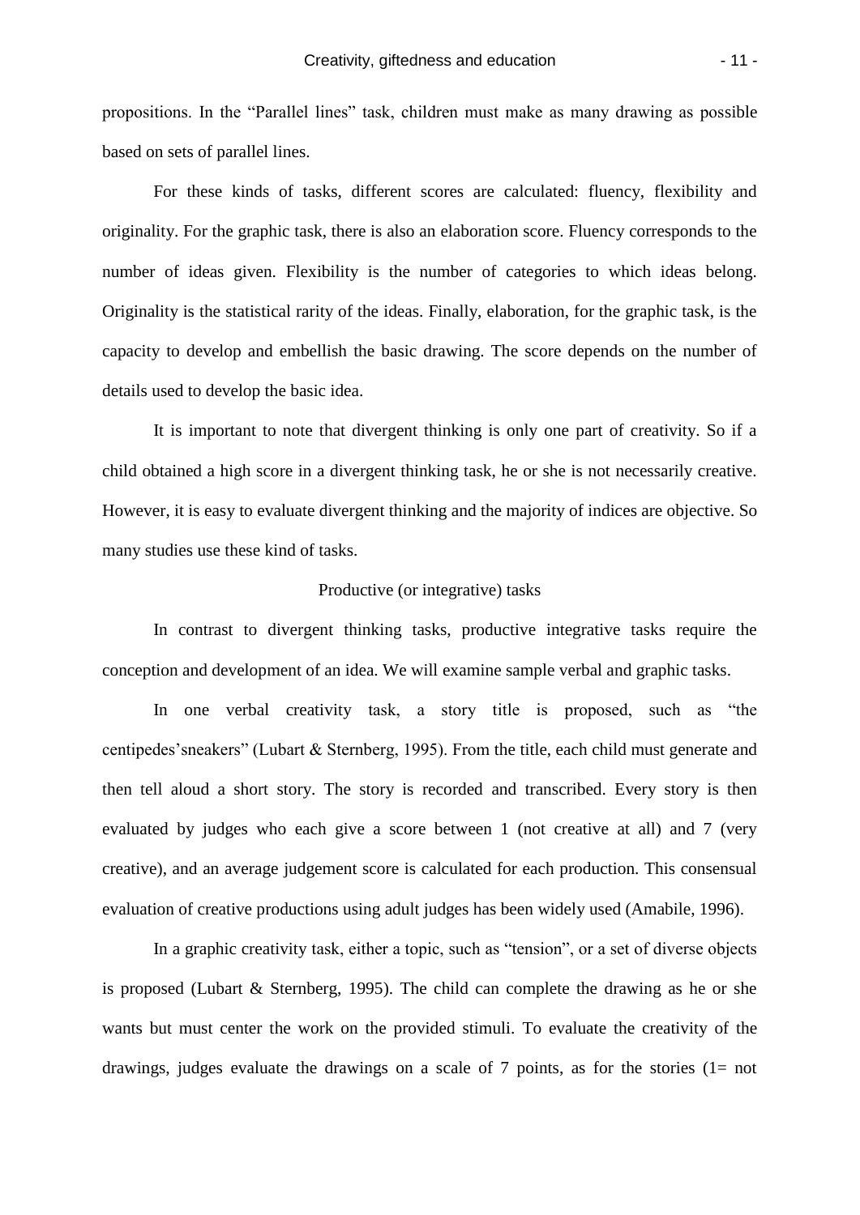propositions. In the “Parallel lines” task, children must make as many drawing as possible based on sets of parallel lines.

For these kinds of tasks, different scores are calculated: fluency, flexibility and originality. For the graphic task, there is also an elaboration score. Fluency corresponds to the number of ideas given. Flexibility is the number of categories to which ideas belong. Originality is the statistical rarity of the ideas. Finally, elaboration, for the graphic task, is the capacity to develop and embellish the basic drawing. The score depends on the number of details used to develop the basic idea.

It is important to note that divergent thinking is only one part of creativity. So if a child obtained a high score in a divergent thinking task, he or she is not necessarily creative. However, it is easy to evaluate divergent thinking and the majority of indices are objective. So many studies use these kind of tasks.

### Productive (or integrative) tasks

In contrast to divergent thinking tasks, productive integrative tasks require the conception and development of an idea. We will examine sample verbal and graphic tasks.

In one verbal creativity task, a story title is proposed, such as “the centipedes’sneakers” (Lubart & Sternberg, 1995). From the title, each child must generate and then tell aloud a short story. The story is recorded and transcribed. Every story is then evaluated by judges who each give a score between 1 (not creative at all) and 7 (very creative), and an average judgement score is calculated for each production. This consensual evaluation of creative productions using adult judges has been widely used (Amabile, 1996).

In a graphic creativity task, either a topic, such as “tension”, or a set of diverse objects is proposed (Lubart & Sternberg, 1995). The child can complete the drawing as he or she wants but must center the work on the provided stimuli. To evaluate the creativity of the drawings, judges evaluate the drawings on a scale of 7 points, as for the stories (1= not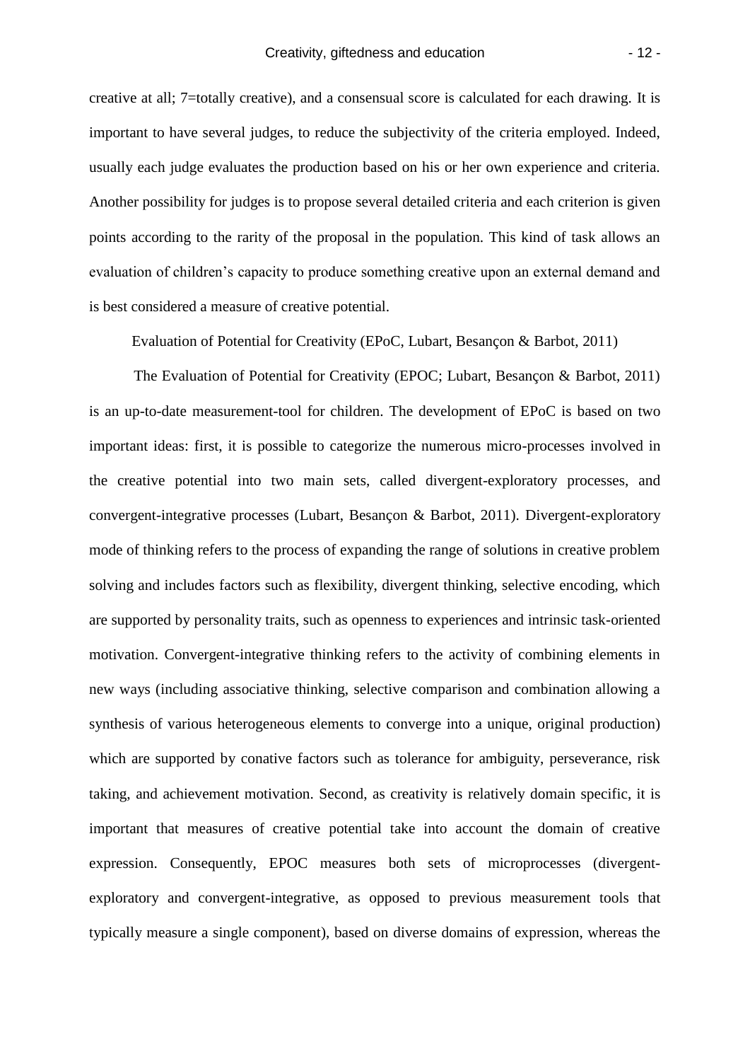creative at all; 7=totally creative), and a consensual score is calculated for each drawing. It is important to have several judges, to reduce the subjectivity of the criteria employed. Indeed, usually each judge evaluates the production based on his or her own experience and criteria. Another possibility for judges is to propose several detailed criteria and each criterion is given points according to the rarity of the proposal in the population. This kind of task allows an evaluation of children's capacity to produce something creative upon an external demand and is best considered a measure of creative potential.

Evaluation of Potential for Creativity (EPoC, Lubart, Besançon & Barbot, 2011)

The Evaluation of Potential for Creativity (EPOC; Lubart, Besançon & Barbot, 2011) is an up-to-date measurement-tool for children. The development of EPoC is based on two important ideas: first, it is possible to categorize the numerous micro-processes involved in the creative potential into two main sets, called divergent-exploratory processes, and convergent-integrative processes (Lubart, Besançon & Barbot, 2011). Divergent-exploratory mode of thinking refers to the process of expanding the range of solutions in creative problem solving and includes factors such as flexibility, divergent thinking, selective encoding, which are supported by personality traits, such as openness to experiences and intrinsic task-oriented motivation. Convergent-integrative thinking refers to the activity of combining elements in new ways (including associative thinking, selective comparison and combination allowing a synthesis of various heterogeneous elements to converge into a unique, original production) which are supported by conative factors such as tolerance for ambiguity, perseverance, risk taking, and achievement motivation. Second, as creativity is relatively domain specific, it is important that measures of creative potential take into account the domain of creative expression. Consequently, EPOC measures both sets of microprocesses (divergent-exploratory and convergent-integrative, as opposed to previous measurement tools that typically measure a single component), based on diverse domains of expression, whereas the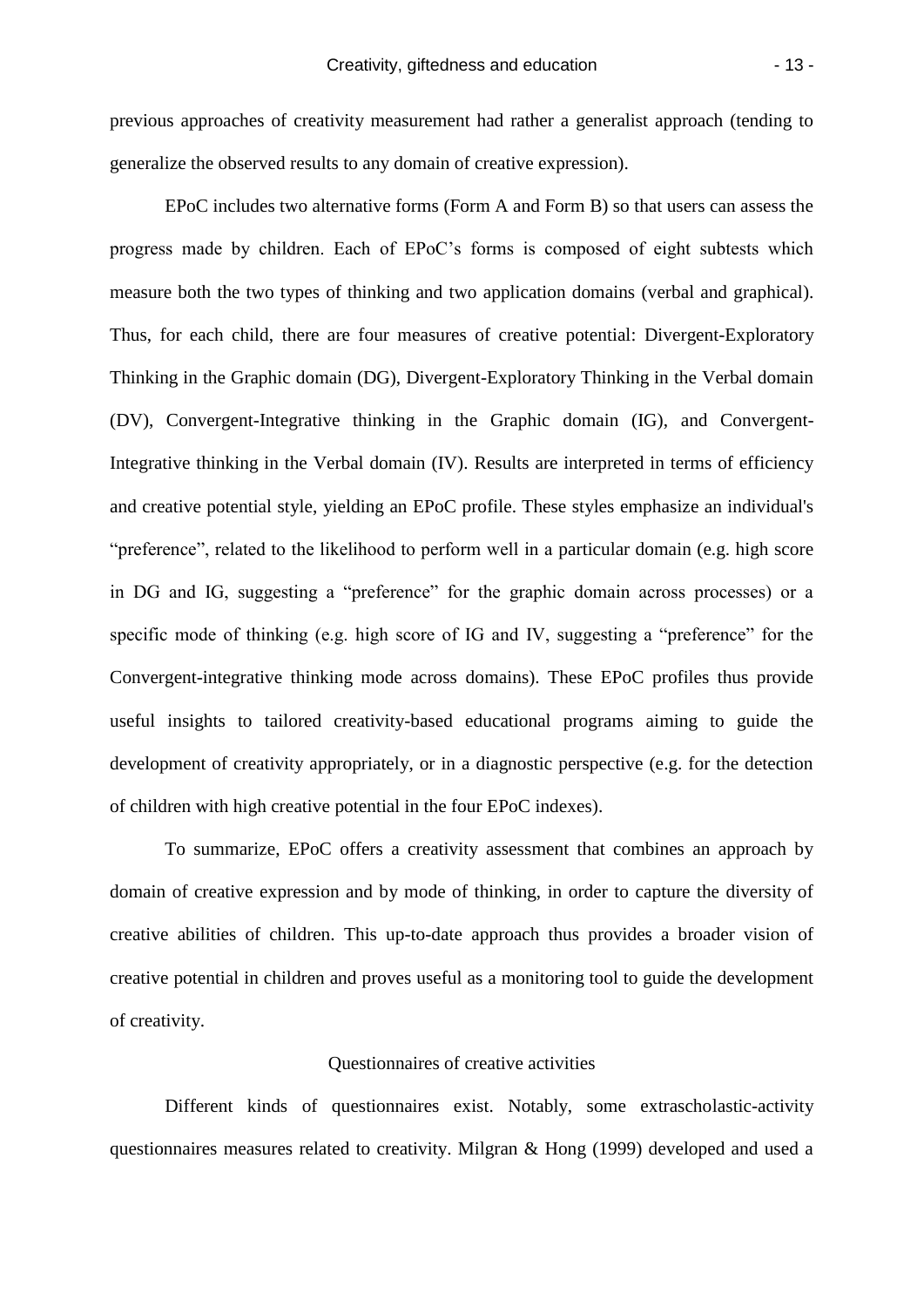previous approaches of creativity measurement had rather a generalist approach (tending to generalize the observed results to any domain of creative expression).

EPoC includes two alternative forms (Form A and Form B) so that users can assess the progress made by children. Each of EPoC's forms is composed of eight subtests which measure both the two types of thinking and two application domains (verbal and graphical). Thus, for each child, there are four measures of creative potential: Divergent-Exploratory Thinking in the Graphic domain (DG), Divergent-Exploratory Thinking in the Verbal domain (DV), Convergent-Integrative thinking in the Graphic domain (IG), and Convergent-Integrative thinking in the Verbal domain (IV). Results are interpreted in terms of efficiency and creative potential style, yielding an EPoC profile. These styles emphasize an individual's "preference", related to the likelihood to perform well in a particular domain (e.g. high score in DG and IG, suggesting a "preference" for the graphic domain across processes) or a specific mode of thinking (e.g. high score of IG and IV, suggesting a "preference" for the Convergent-integrative thinking mode across domains). These EPoC profiles thus provide useful insights to tailored creativity-based educational programs aiming to guide the development of creativity appropriately, or in a diagnostic perspective (e.g. for the detection of children with high creative potential in the four EPoC indexes).

To summarize, EPoC offers a creativity assessment that combines an approach by domain of creative expression and by mode of thinking, in order to capture the diversity of creative abilities of children. This up-to-date approach thus provides a broader vision of creative potential in children and proves useful as a monitoring tool to guide the development of creativity.

## Questionnaires of creative activities

Different kinds of questionnaires exist. Notably, some extrascholastic-activity questionnaires measures related to creativity. Milgran & Hong (1999) developed and used a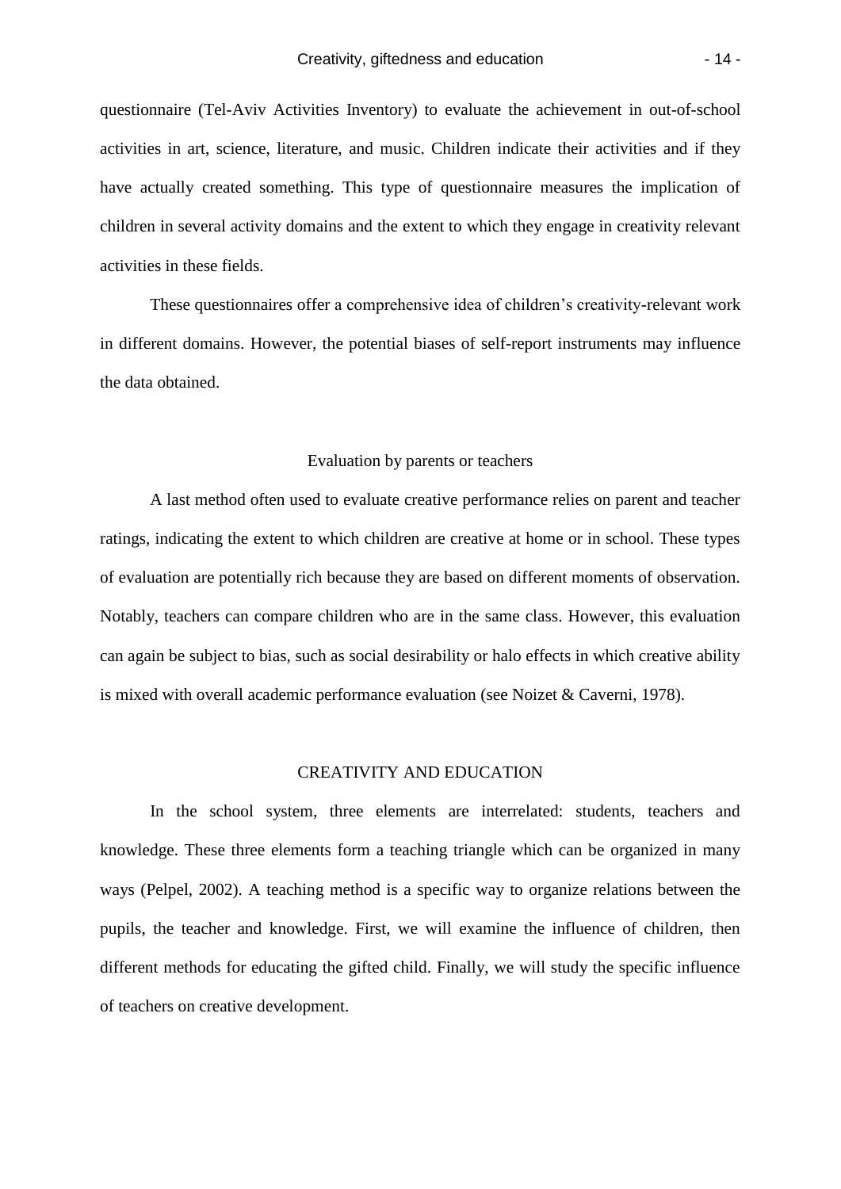questionnaire (Tel-Aviv Activities Inventory) to evaluate the achievement in out-of-school activities in art, science, literature, and music. Children indicate their activities and if they have actually created something. This type of questionnaire measures the implication of children in several activity domains and the extent to which they engage in creativity relevant activities in these fields.

These questionnaires offer a comprehensive idea of children's creativity-relevant work in different domains. However, the potential biases of self-report instruments may influence the data obtained.

### Evaluation by parents or teachers

A last method often used to evaluate creative performance relies on parent and teacher ratings, indicating the extent to which children are creative at home or in school. These types of evaluation are potentially rich because they are based on different moments of observation. Notably, teachers can compare children who are in the same class. However, this evaluation can again be subject to bias, such as social desirability or halo effects in which creative ability is mixed with overall academic performance evaluation (see Noizet & Caverni, 1978).

## CREATIVITY AND EDUCATION

In the school system, three elements are interrelated: students, teachers and knowledge. These three elements form a teaching triangle which can be organized in many ways (Pelpel, 2002). A teaching method is a specific way to organize relations between the pupils, the teacher and knowledge. First, we will examine the influence of children, then different methods for educating the gifted child. Finally, we will study the specific influence of teachers on creative development.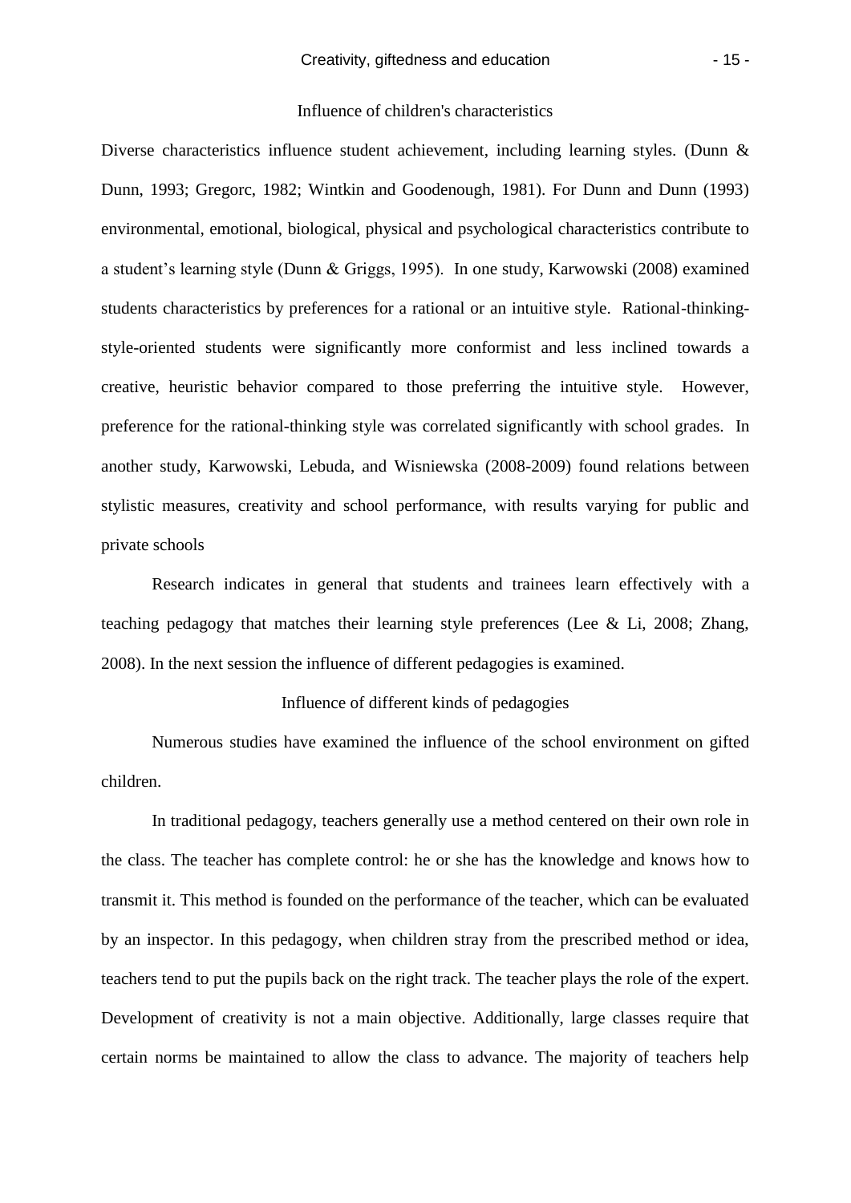## Influence of children's characteristics

Diverse characteristics influence student achievement, including learning styles. (Dunn & Dunn, 1993; Gregorc, 1982; Wintkin and Goodenough, 1981). For Dunn and Dunn (1993) environmental, emotional, biological, physical and psychological characteristics contribute to a student's learning style (Dunn & Griggs, 1995). In one study, Karwowski (2008) examined students characteristics by preferences for a rational or an intuitive style. Rational-thinking-style-oriented students were significantly more conformist and less inclined towards a creative, heuristic behavior compared to those preferring the intuitive style. However, preference for the rational-thinking style was correlated significantly with school grades. In another study, Karwowski, Lebuda, and Wisniewska (2008-2009) found relations between stylistic measures, creativity and school performance, with results varying for public and private schools

Research indicates in general that students and trainees learn effectively with a teaching pedagogy that matches their learning style preferences (Lee & Li, 2008; Zhang, 2008). In the next session the influence of different pedagogies is examined.

## Influence of different kinds of pedagogies

Numerous studies have examined the influence of the school environment on gifted children.

In traditional pedagogy, teachers generally use a method centered on their own role in the class. The teacher has complete control: he or she has the knowledge and knows how to transmit it. This method is founded on the performance of the teacher, which can be evaluated by an inspector. In this pedagogy, when children stray from the prescribed method or idea, teachers tend to put the pupils back on the right track. The teacher plays the role of the expert. Development of creativity is not a main objective. Additionally, large classes require that certain norms be maintained to allow the class to advance. The majority of teachers help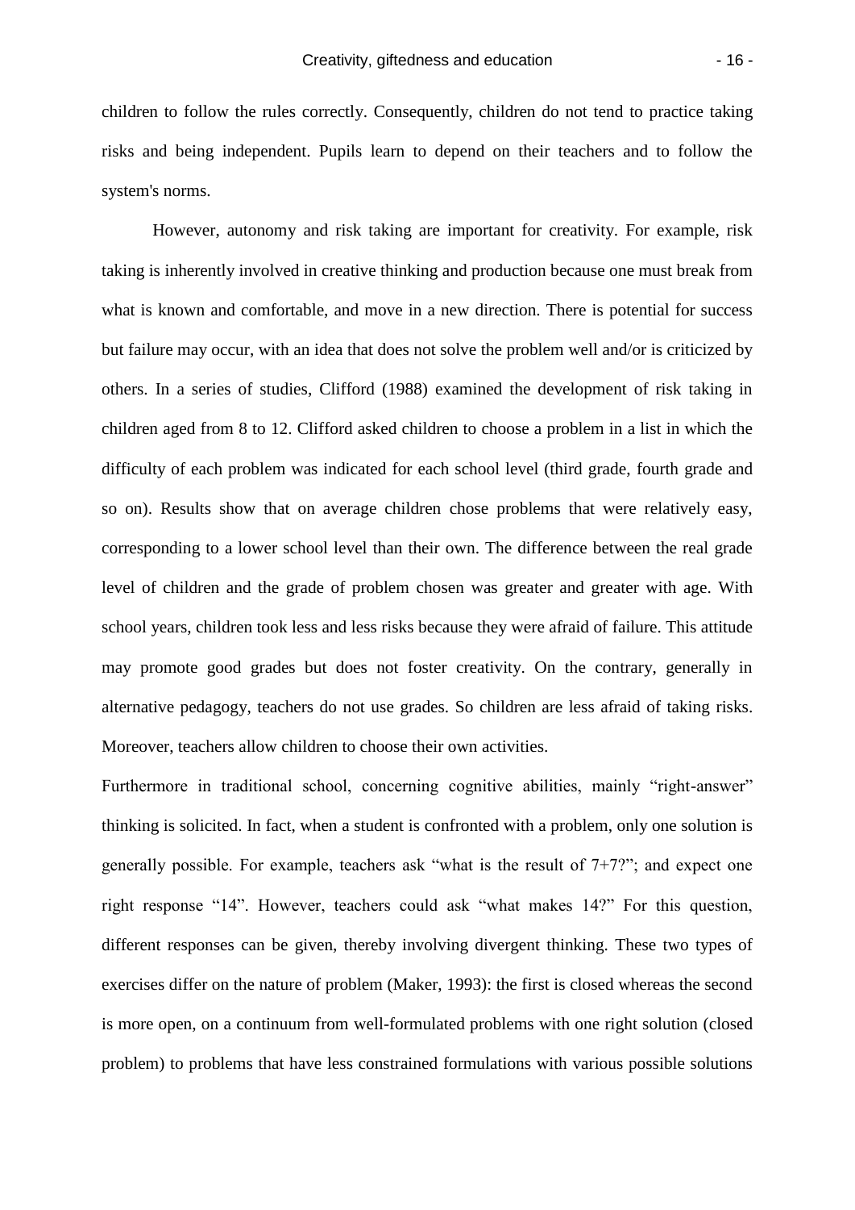children to follow the rules correctly. Consequently, children do not tend to practice taking risks and being independent. Pupils learn to depend on their teachers and to follow the system's norms.

However, autonomy and risk taking are important for creativity. For example, risk taking is inherently involved in creative thinking and production because one must break from what is known and comfortable, and move in a new direction. There is potential for success but failure may occur, with an idea that does not solve the problem well and/or is criticized by others. In a series of studies, Clifford (1988) examined the development of risk taking in children aged from 8 to 12. Clifford asked children to choose a problem in a list in which the difficulty of each problem was indicated for each school level (third grade, fourth grade and so on). Results show that on average children chose problems that were relatively easy, corresponding to a lower school level than their own. The difference between the real grade level of children and the grade of problem chosen was greater and greater with age. With school years, children took less and less risks because they were afraid of failure. This attitude may promote good grades but does not foster creativity. On the contrary, generally in alternative pedagogy, teachers do not use grades. So children are less afraid of taking risks. Moreover, teachers allow children to choose their own activities.

Furthermore in traditional school, concerning cognitive abilities, mainly "right-answer" thinking is solicited. In fact, when a student is confronted with a problem, only one solution is generally possible. For example, teachers ask "what is the result of 7+7?"; and expect one right response "14". However, teachers could ask "what makes 14?" For this question, different responses can be given, thereby involving divergent thinking. These two types of exercises differ on the nature of problem (Maker, 1993): the first is closed whereas the second is more open, on a continuum from well-formulated problems with one right solution (closed problem) to problems that have less constrained formulations with various possible solutions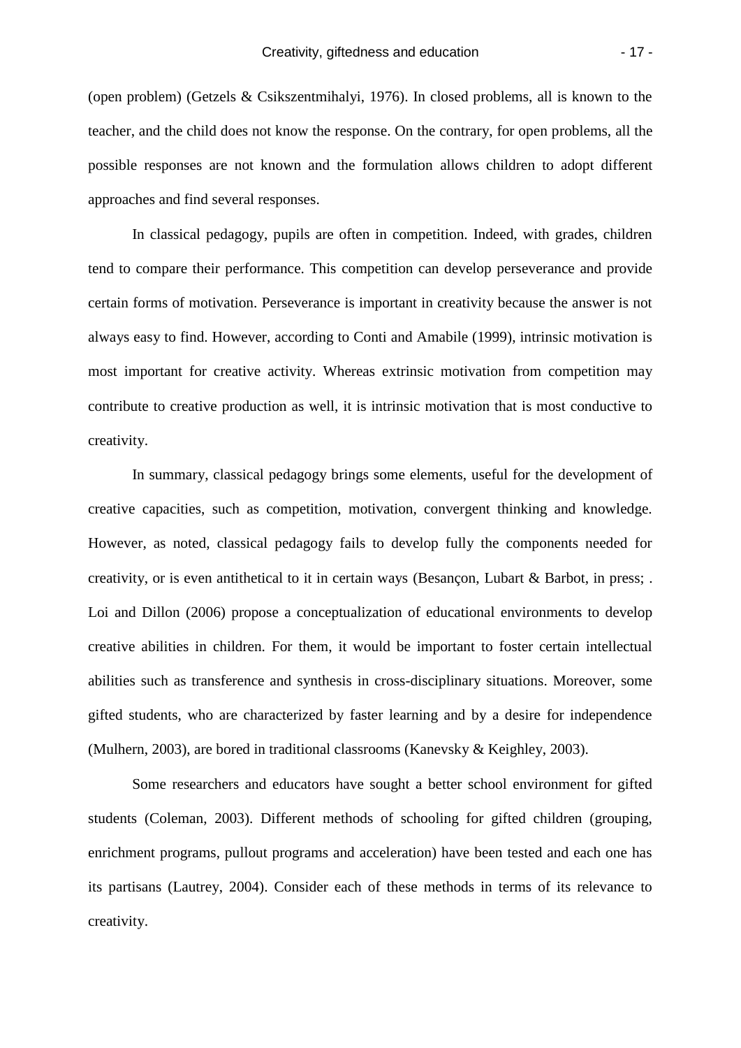(open problem) (Getzels & Csikszentmihalyi, 1976). In closed problems, all is known to the teacher, and the child does not know the response. On the contrary, for open problems, all the possible responses are not known and the formulation allows children to adopt different approaches and find several responses.

In classical pedagogy, pupils are often in competition. Indeed, with grades, children tend to compare their performance. This competition can develop perseverance and provide certain forms of motivation. Perseverance is important in creativity because the answer is not always easy to find. However, according to Conti and Amabile (1999), intrinsic motivation is most important for creative activity. Whereas extrinsic motivation from competition may contribute to creative production as well, it is intrinsic motivation that is most conductive to creativity.

In summary, classical pedagogy brings some elements, useful for the development of creative capacities, such as competition, motivation, convergent thinking and knowledge. However, as noted, classical pedagogy fails to develop fully the components needed for creativity, or is even antithetical to it in certain ways (Besançon, Lubart & Barbot, in press; . Loi and Dillon (2006) propose a conceptualization of educational environments to develop creative abilities in children. For them, it would be important to foster certain intellectual abilities such as transference and synthesis in cross-disciplinary situations. Moreover, some gifted students, who are characterized by faster learning and by a desire for independence (Mulhern, 2003), are bored in traditional classrooms (Kanevsky & Keighley, 2003).

Some researchers and educators have sought a better school environment for gifted students (Coleman, 2003). Different methods of schooling for gifted children (grouping, enrichment programs, pullout programs and acceleration) have been tested and each one has its partisans (Lautrey, 2004). Consider each of these methods in terms of its relevance to creativity.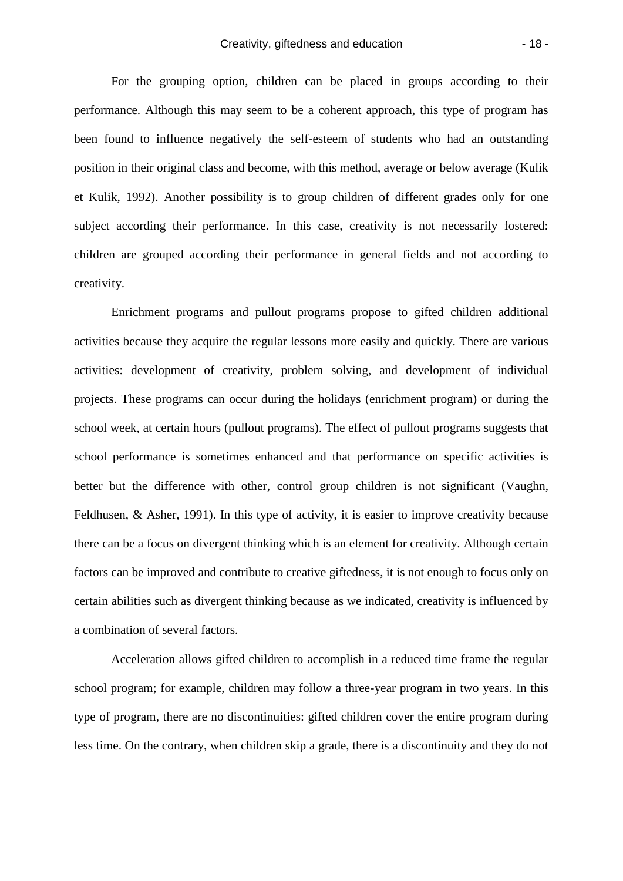For the grouping option, children can be placed in groups according to their performance. Although this may seem to be a coherent approach, this type of program has been found to influence negatively the self-esteem of students who had an outstanding position in their original class and become, with this method, average or below average (Kulik et Kulik, 1992). Another possibility is to group children of different grades only for one subject according their performance. In this case, creativity is not necessarily fostered: children are grouped according their performance in general fields and not according to creativity.

Enrichment programs and pullout programs propose to gifted children additional activities because they acquire the regular lessons more easily and quickly. There are various activities: development of creativity, problem solving, and development of individual projects. These programs can occur during the holidays (enrichment program) or during the school week, at certain hours (pullout programs). The effect of pullout programs suggests that school performance is sometimes enhanced and that performance on specific activities is better but the difference with other, control group children is not significant (Vaughn, Feldhusen, & Asher, 1991). In this type of activity, it is easier to improve creativity because there can be a focus on divergent thinking which is an element for creativity. Although certain factors can be improved and contribute to creative giftedness, it is not enough to focus only on certain abilities such as divergent thinking because as we indicated, creativity is influenced by a combination of several factors.

Acceleration allows gifted children to accomplish in a reduced time frame the regular school program; for example, children may follow a three-year program in two years. In this type of program, there are no discontinuities: gifted children cover the entire program during less time. On the contrary, when children skip a grade, there is a discontinuity and they do not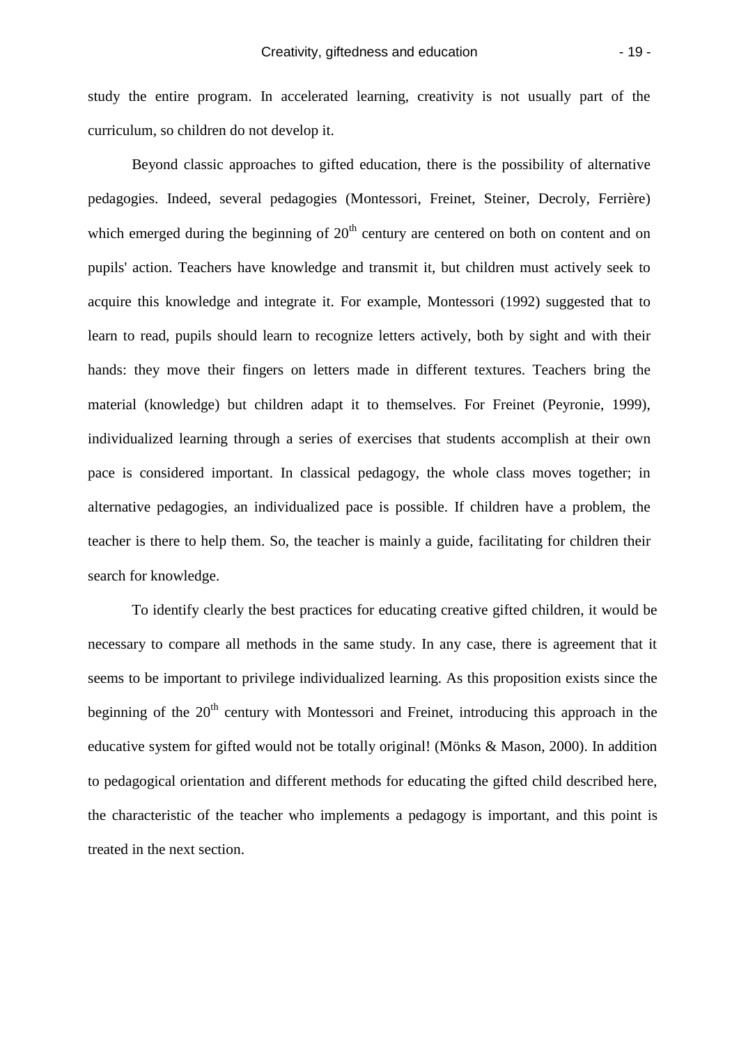study the entire program. In accelerated learning, creativity is not usually part of the curriculum, so children do not develop it.

Beyond classic approaches to gifted education, there is the possibility of alternative pedagogies. Indeed, several pedagogies (Montessori, Freinet, Steiner, Decroly, Ferrière) which emerged during the beginning of 20th century are centered on both on content and on pupils' action. Teachers have knowledge and transmit it, but children must actively seek to acquire this knowledge and integrate it. For example, Montessori (1992) suggested that to learn to read, pupils should learn to recognize letters actively, both by sight and with their hands: they move their fingers on letters made in different textures. Teachers bring the material (knowledge) but children adapt it to themselves. For Freinet (Peyronie, 1999), individualized learning through a series of exercises that students accomplish at their own pace is considered important. In classical pedagogy, the whole class moves together; in alternative pedagogies, an individualized pace is possible. If children have a problem, the teacher is there to help them. So, the teacher is mainly a guide, facilitating for children their search for knowledge.

To identify clearly the best practices for educating creative gifted children, it would be necessary to compare all methods in the same study. In any case, there is agreement that it seems to be important to privilege individualized learning. As this proposition exists since the beginning of the 20th century with Montessori and Freinet, introducing this approach in the educative system for gifted would not be totally original! (Mönks & Mason, 2000). In addition to pedagogical orientation and different methods for educating the gifted child described here, the characteristic of the teacher who implements a pedagogy is important, and this point is treated in the next section.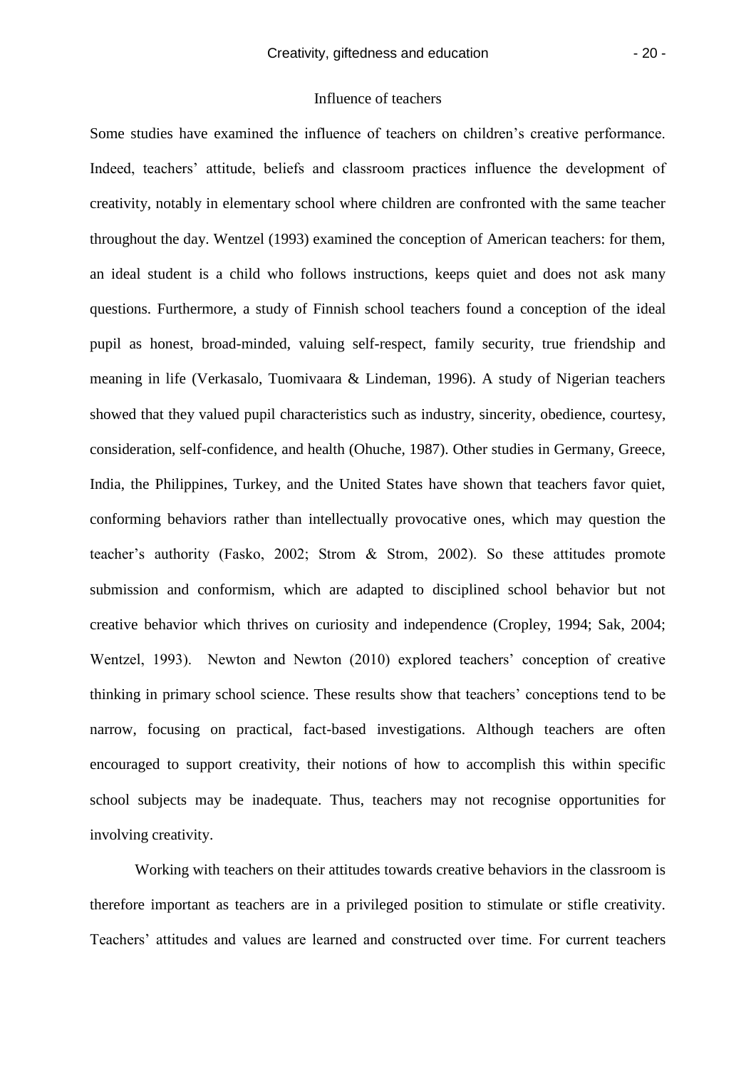## Influence of teachers

Some studies have examined the influence of teachers on children's creative performance. Indeed, teachers' attitude, beliefs and classroom practices influence the development of creativity, notably in elementary school where children are confronted with the same teacher throughout the day. Wentzel (1993) examined the conception of American teachers: for them, an ideal student is a child who follows instructions, keeps quiet and does not ask many questions. Furthermore, a study of Finnish school teachers found a conception of the ideal pupil as honest, broad-minded, valuing self-respect, family security, true friendship and meaning in life (Verkasalo, Tuomivaara & Lindeman, 1996). A study of Nigerian teachers showed that they valued pupil characteristics such as industry, sincerity, obedience, courtesy, consideration, self-confidence, and health (Ohuche, 1987). Other studies in Germany, Greece, India, the Philippines, Turkey, and the United States have shown that teachers favor quiet, conforming behaviors rather than intellectually provocative ones, which may question the teacher's authority (Fasko, 2002; Strom & Strom, 2002). So these attitudes promote submission and conformism, which are adapted to disciplined school behavior but not creative behavior which thrives on curiosity and independence (Cropley, 1994; Sak, 2004; Wentzel, 1993). Newton and Newton (2010) explored teachers' conception of creative thinking in primary school science. These results show that teachers' conceptions tend to be narrow, focusing on practical, fact-based investigations. Although teachers are often encouraged to support creativity, their notions of how to accomplish this within specific school subjects may be inadequate. Thus, teachers may not recognise opportunities for involving creativity.

Working with teachers on their attitudes towards creative behaviors in the classroom is therefore important as teachers are in a privileged position to stimulate or stifle creativity. Teachers' attitudes and values are learned and constructed over time. For current teachers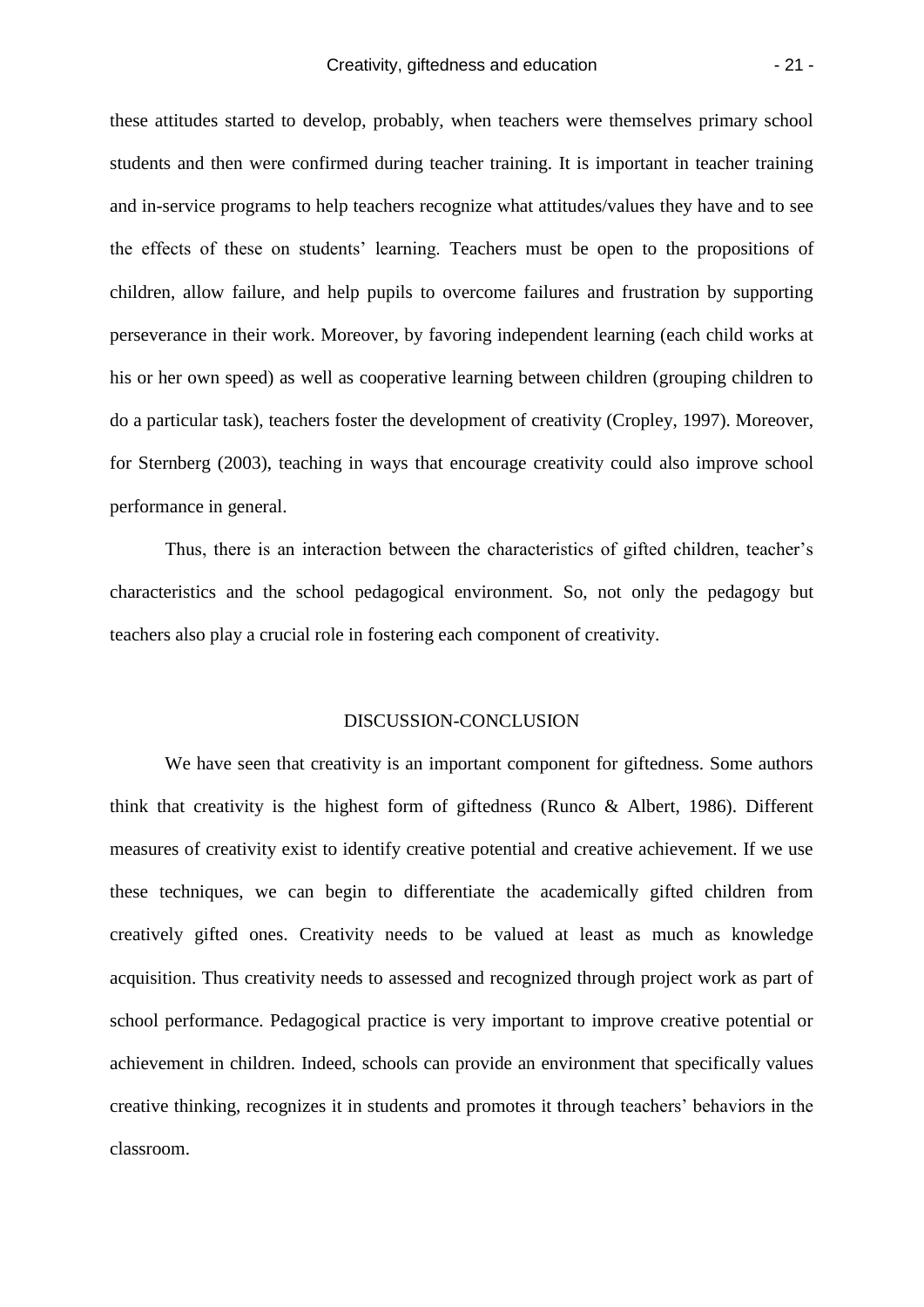these attitudes started to develop, probably, when teachers were themselves primary school students and then were confirmed during teacher training. It is important in teacher training and in-service programs to help teachers recognize what attitudes/values they have and to see the effects of these on students' learning. Teachers must be open to the propositions of children, allow failure, and help pupils to overcome failures and frustration by supporting perseverance in their work. Moreover, by favoring independent learning (each child works at his or her own speed) as well as cooperative learning between children (grouping children to do a particular task), teachers foster the development of creativity (Cropley, 1997). Moreover, for Sternberg (2003), teaching in ways that encourage creativity could also improve school performance in general.

Thus, there is an interaction between the characteristics of gifted children, teacher's characteristics and the school pedagogical environment. So, not only the pedagogy but teachers also play a crucial role in fostering each component of creativity.

## DISCUSSION-CONCLUSION

We have seen that creativity is an important component for giftedness. Some authors think that creativity is the highest form of giftedness (Runco & Albert, 1986). Different measures of creativity exist to identify creative potential and creative achievement. If we use these techniques, we can begin to differentiate the academically gifted children from creatively gifted ones. Creativity needs to be valued at least as much as knowledge acquisition. Thus creativity needs to assessed and recognized through project work as part of school performance. Pedagogical practice is very important to improve creative potential or achievement in children. Indeed, schools can provide an environment that specifically values creative thinking, recognizes it in students and promotes it through teachers' behaviors in the classroom.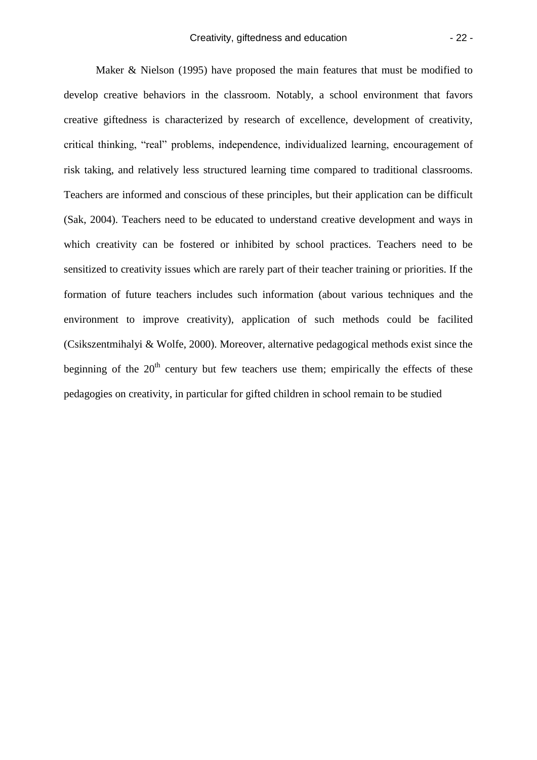Maker & Nielson (1995) have proposed the main features that must be modified to develop creative behaviors in the classroom. Notably, a school environment that favors creative giftedness is characterized by research of excellence, development of creativity, critical thinking, "real" problems, independence, individualized learning, encouragement of risk taking, and relatively less structured learning time compared to traditional classrooms. Teachers are informed and conscious of these principles, but their application can be difficult (Sak, 2004). Teachers need to be educated to understand creative development and ways in which creativity can be fostered or inhibited by school practices. Teachers need to be sensitized to creativity issues which are rarely part of their teacher training or priorities. If the formation of future teachers includes such information (about various techniques and the environment to improve creativity), application of such methods could be facilited (Csikszentmihalyi & Wolfe, 2000). Moreover, alternative pedagogical methods exist since the beginning of the 20th century but few teachers use them; empirically the effects of these pedagogies on creativity, in particular for gifted children in school remain to be studied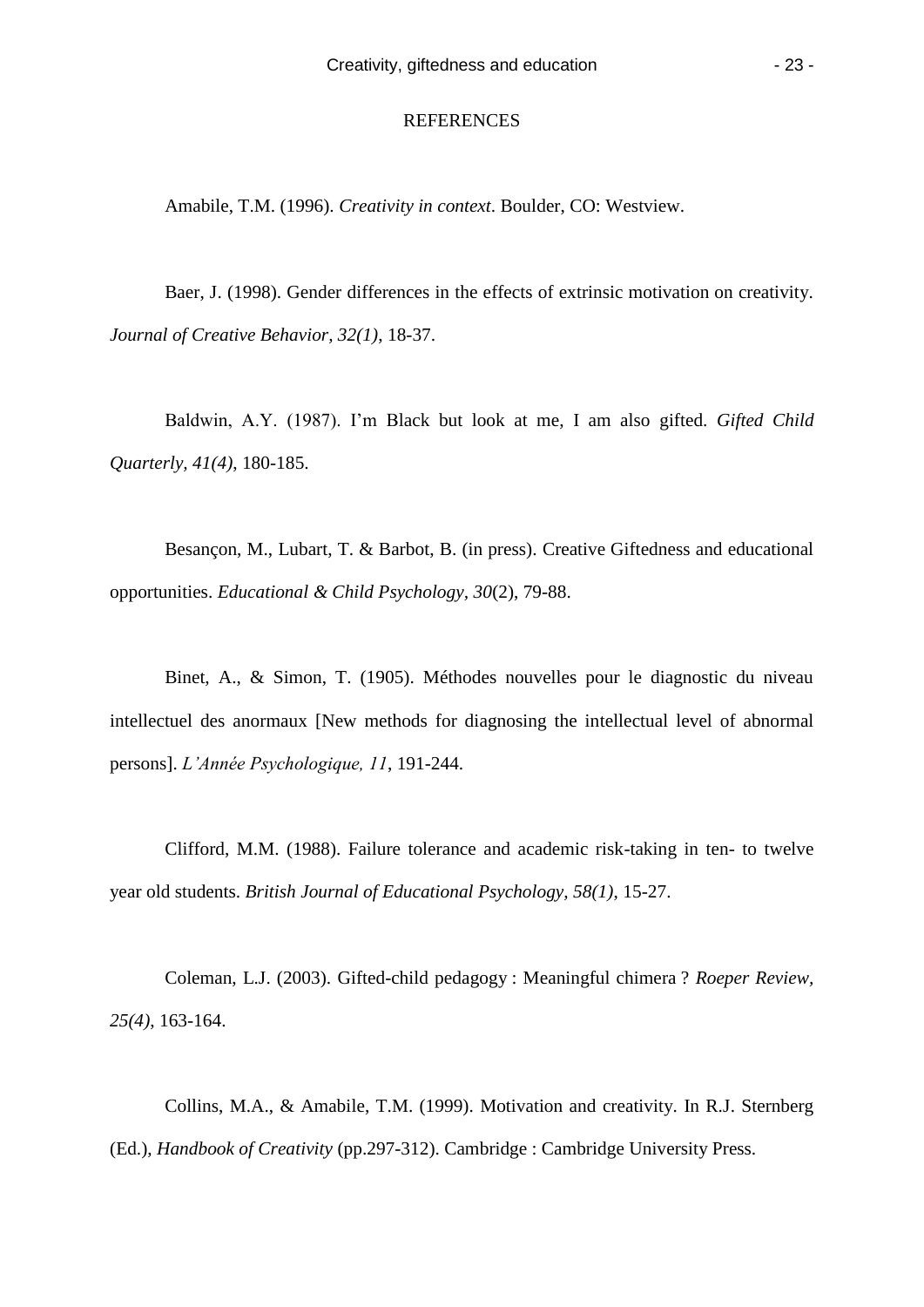REFERENCES

Amabile, T.M. (1996). *Creativity in context*. Boulder, CO: Westview.

Baer, J. (1998). Gender differences in the effects of extrinsic motivation on creativity. *Journal of Creative Behavior, 32(1)*, 18-37.

Baldwin, A.Y. (1987). I'm Black but look at me, I am also gifted. *Gifted Child Quarterly, 41(4)*, 180-185.

Besançon, M., Lubart, T. & Barbot, B. (in press). Creative Giftedness and educational opportunities. *Educational & Child Psychology*, *30*(2), 79-88.

Binet, A., & Simon, T. (1905). Méthodes nouvelles pour le diagnostic du niveau intellectuel des anormaux [New methods for diagnosing the intellectual level of abnormal persons]. *L'Année Psychologique, 11*, 191-244.

Clifford, M.M. (1988). Failure tolerance and academic risk-taking in ten- to twelve year old students. *British Journal of Educational Psychology, 58(1)*, 15-27.

Coleman, L.J. (2003). Gifted-child pedagogy : Meaningful chimera ? *Roeper Review, 25(4)*, 163-164.

Collins, M.A., & Amabile, T.M. (1999). Motivation and creativity. In R.J. Sternberg (Ed.), *Handbook of Creativity* (pp.297-312). Cambridge : Cambridge University Press.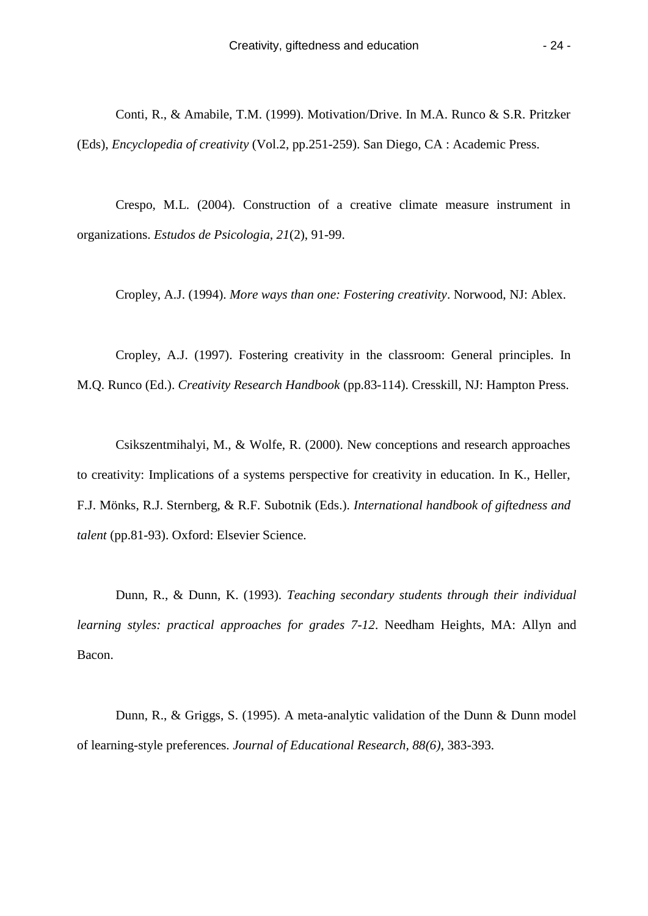Conti, R., & Amabile, T.M. (1999). Motivation/Drive. In M.A. Runco & S.R. Pritzker (Eds), *Encyclopedia of creativity* (Vol.2, pp.251-259). San Diego, CA : Academic Press.

Crespo, M.L. (2004). Construction of a creative climate measure instrument in organizations. *Estudos de Psicologia, 21*(2), 91-99.

Cropley, A.J. (1994). *More ways than one: Fostering creativity*. Norwood, NJ: Ablex.

Cropley, A.J. (1997). Fostering creativity in the classroom: General principles. In M.Q. Runco (Ed.). *Creativity Research Handbook* (pp.83-114). Cresskill, NJ: Hampton Press.

Csikszentmihalyi, M., & Wolfe, R. (2000). New conceptions and research approaches to creativity: Implications of a systems perspective for creativity in education. In K., Heller, F.J. Mönks, R.J. Sternberg, & R.F. Subotnik (Eds.). *International handbook of giftedness and talent* (pp.81-93). Oxford: Elsevier Science.

Dunn, R., & Dunn, K. (1993). *Teaching secondary students through their individual learning styles: practical approaches for grades 7-12*. Needham Heights, MA: Allyn and Bacon.

Dunn, R., & Griggs, S. (1995). A meta-analytic validation of the Dunn & Dunn model of learning-style preferences. *Journal of Educational Research, 88(6)*, 383-393.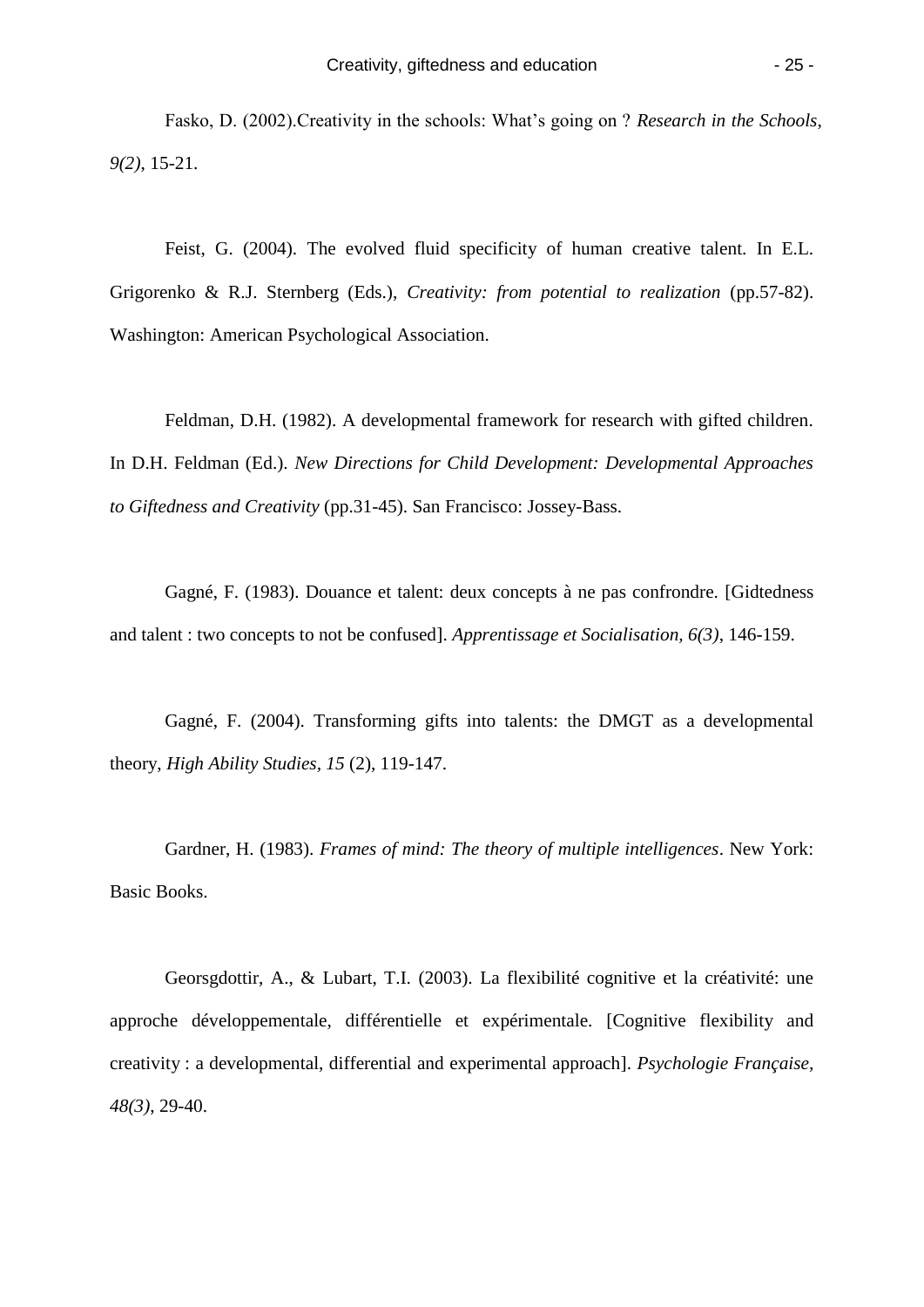Fasko, D. (2002).Creativity in the schools: What's going on ? *Research in the Schools, 9(2)*, 15-21.

Feist, G. (2004). The evolved fluid specificity of human creative talent. In E.L. Grigorenko & R.J. Sternberg (Eds.), *Creativity: from potential to realization* (pp.57-82). Washington: American Psychological Association.

Feldman, D.H. (1982). A developmental framework for research with gifted children. In D.H. Feldman (Ed.). *New Directions for Child Development: Developmental Approaches to Giftedness and Creativity* (pp.31-45). San Francisco: Jossey-Bass.

Gagné, F. (1983). Douance et talent: deux concepts à ne pas confrondre. [Gidtedness and talent : two concepts to not be confused]. *Apprentissage et Socialisation, 6(3)*, 146-159.

Gagné, F. (2004). Transforming gifts into talents: the DMGT as a developmental theory, *High Ability Studies, 15* (2), 119-147.

Gardner, H. (1983). *Frames of mind: The theory of multiple intelligences*. New York: Basic Books.

Georsgdottir, A., & Lubart, T.I. (2003). La flexibilité cognitive et la créativité: une approche développementale, différentielle et expérimentale. [Cognitive flexibility and creativity : a developmental, differential and experimental approach]. *Psychologie Française, 48(3)*, 29-40.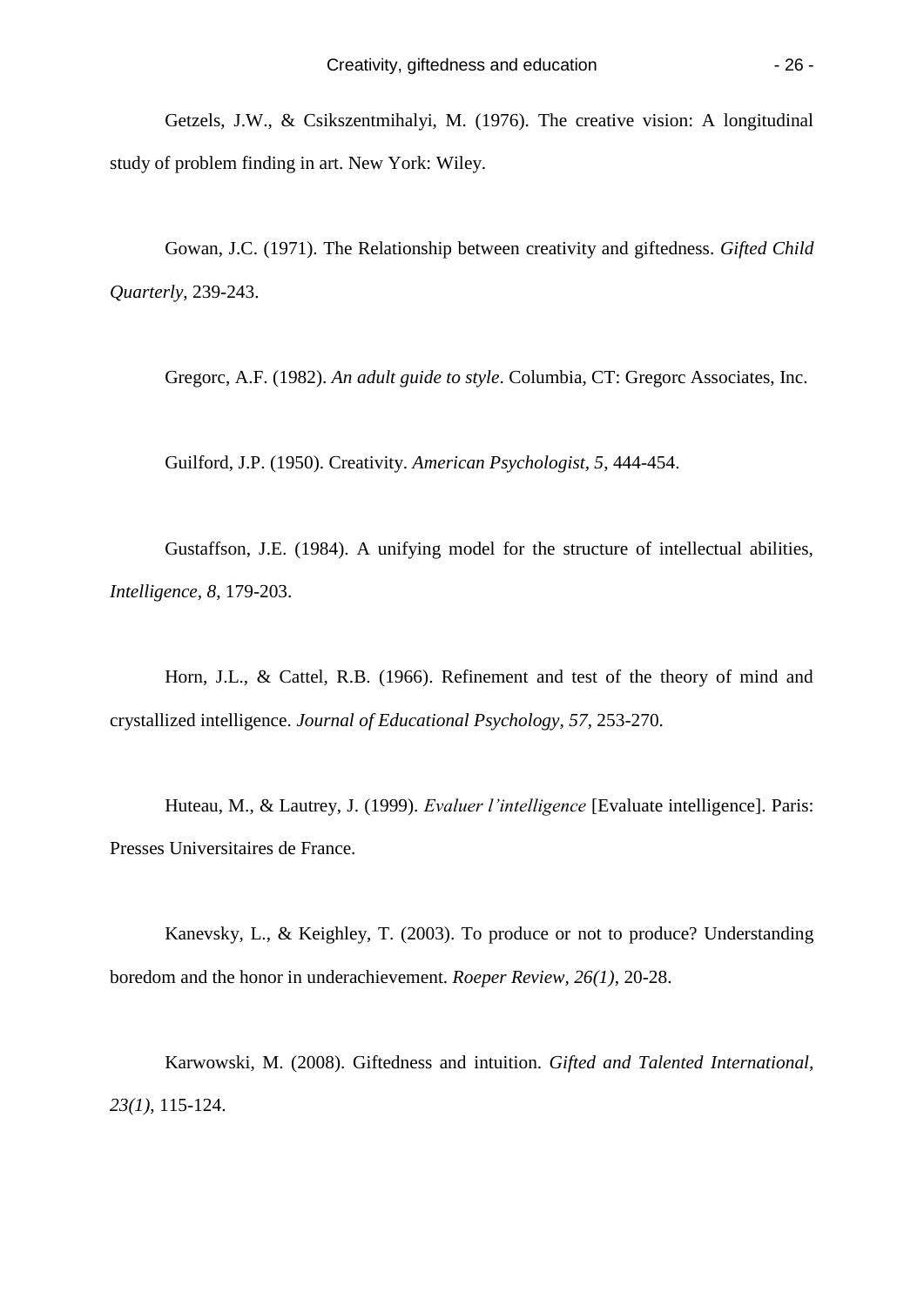Getzels, J.W., & Csikszentmihalyi, M. (1976). The creative vision: A longitudinal study of problem finding in art. New York: Wiley.

Gowan, J.C. (1971). The Relationship between creativity and giftedness. *Gifted Child Quarterly*, 239-243.

Gregorc, A.F. (1982). *An adult guide to style*. Columbia, CT: Gregorc Associates, Inc.

Guilford, J.P. (1950). Creativity. *American Psychologist, 5*, 444-454.

Gustaffson, J.E. (1984). A unifying model for the structure of intellectual abilities, *Intelligence, 8*, 179-203.

Horn, J.L., & Cattel, R.B. (1966). Refinement and test of the theory of mind and crystallized intelligence. *Journal of Educational Psychology, 57*, 253-270.

Huteau, M., & Lautrey, J. (1999). *Evaluer l'intelligence* [Evaluate intelligence]. Paris: Presses Universitaires de France.

Kanevsky, L., & Keighley, T. (2003). To produce or not to produce? Understanding boredom and the honor in underachievement. *Roeper Review, 26(1)*, 20-28.

Karwowski, M. (2008). Giftedness and intuition. *Gifted and Talented International, 23(1)*, 115-124.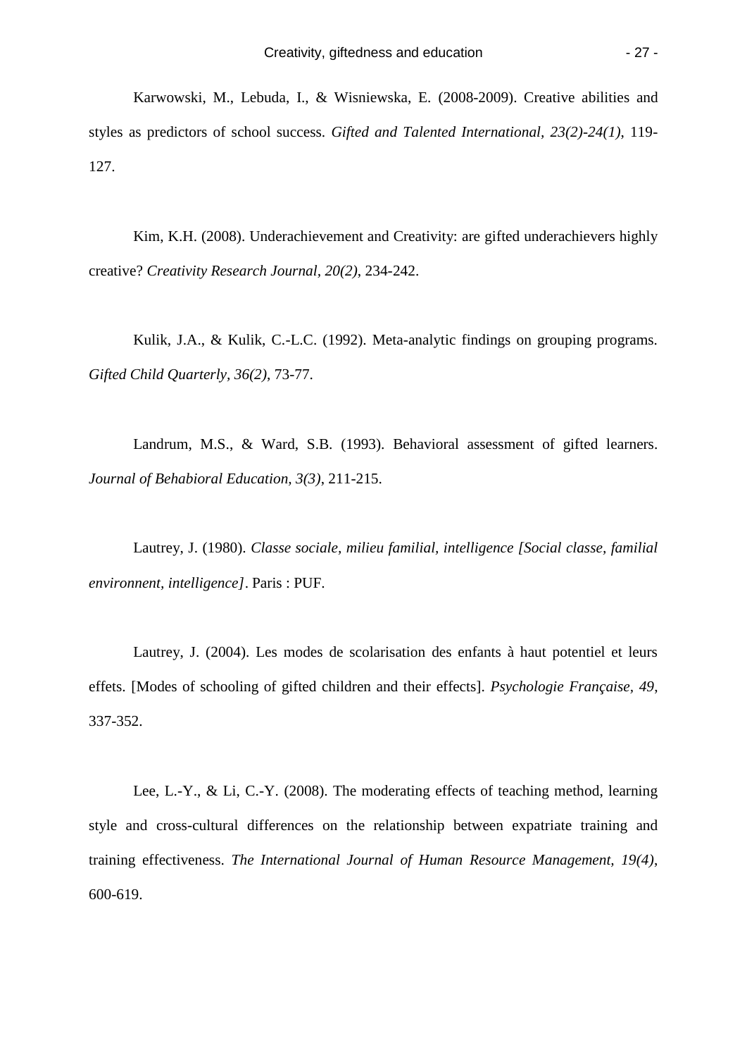Karwowski, M., Lebuda, I., & Wisniewska, E. (2008-2009). Creative abilities and styles as predictors of school success. *Gifted and Talented International, 23(2)-24(1)*, 119-127.

Kim, K.H. (2008). Underachievement and Creativity: are gifted underachievers highly creative? *Creativity Research Journal, 20(2)*, 234-242.

Kulik, J.A., & Kulik, C.-L.C. (1992). Meta-analytic findings on grouping programs. *Gifted Child Quarterly, 36(2)*, 73-77.

Landrum, M.S., & Ward, S.B. (1993). Behavioral assessment of gifted learners. *Journal of Behabioral Education, 3(3)*, 211-215.

Lautrey, J. (1980). *Classe sociale, milieu familial, intelligence [Social classe, familial environnent, intelligence]*. Paris : PUF.

Lautrey, J. (2004). Les modes de scolarisation des enfants à haut potentiel et leurs effets. [Modes of schooling of gifted children and their effects]. *Psychologie Française, 49*, 337-352.

Lee, L.-Y., & Li, C.-Y. (2008). The moderating effects of teaching method, learning style and cross-cultural differences on the relationship between expatriate training and training effectiveness. *The International Journal of Human Resource Management, 19(4)*, 600-619.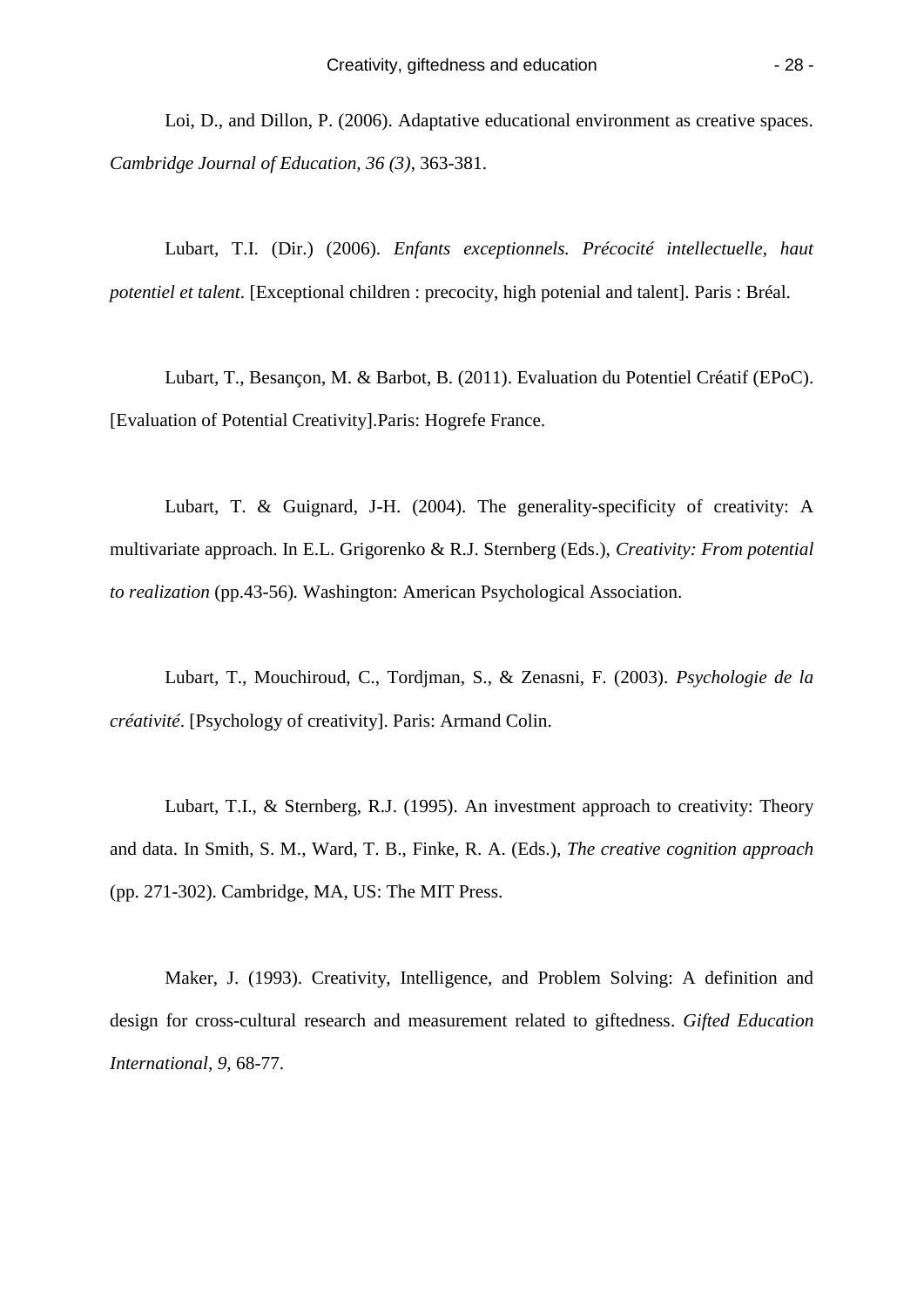Loi, D., and Dillon, P. (2006). Adaptative educational environment as creative spaces. *Cambridge Journal of Education, 36 (3)*, 363-381.

Lubart, T.I. (Dir.) (2006). *Enfants exceptionnels. Précocité intellectuelle, haut potentiel et talent*. [Exceptional children : precocity, high potenial and talent]. Paris : Bréal.

Lubart, T., Besançon, M. & Barbot, B. (2011). Evaluation du Potentiel Créatif (EPoC). [Evaluation of Potential Creativity].Paris: Hogrefe France.

Lubart, T. & Guignard, J-H. (2004). The generality-specificity of creativity: A multivariate approach. In E.L. Grigorenko & R.J. Sternberg (Eds.), *Creativity: From potential to realization* (pp.43-56). Washington: American Psychological Association.

Lubart, T., Mouchiroud, C., Tordjman, S., & Zenasni, F. (2003). *Psychologie de la créativité*. [Psychology of creativity]. Paris: Armand Colin.

Lubart, T.I., & Sternberg, R.J. (1995). An investment approach to creativity: Theory and data. In Smith, S. M., Ward, T. B., Finke, R. A. (Eds.), *The creative cognition approach* (pp. 271-302). Cambridge, MA, US: The MIT Press.

Maker, J. (1993). Creativity, Intelligence, and Problem Solving: A definition and design for cross-cultural research and measurement related to giftedness. *Gifted Education International, 9*, 68-77.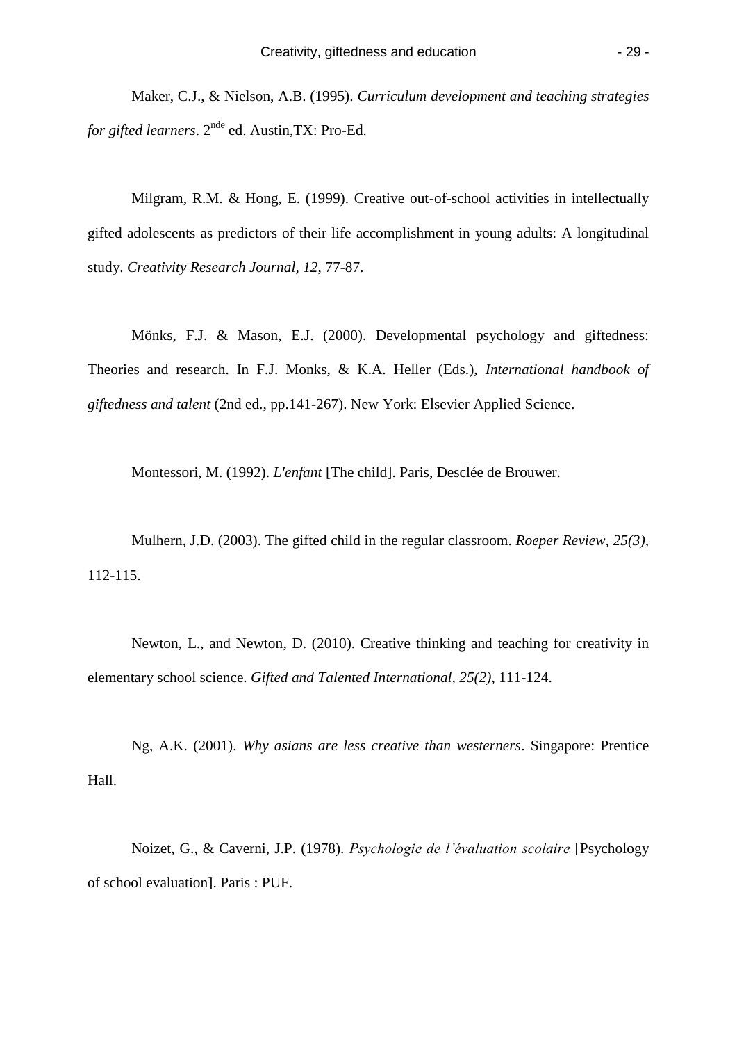Maker, C.J., & Nielson, A.B. (1995). *Curriculum development and teaching strategies for gifted learners*. 2nde ed. Austin,TX: Pro-Ed.

Milgram, R.M. & Hong, E. (1999). Creative out-of-school activities in intellectually gifted adolescents as predictors of their life accomplishment in young adults: A longitudinal study. *Creativity Research Journal, 12*, 77-87.

Mönks, F.J. & Mason, E.J. (2000). Developmental psychology and giftedness: Theories and research. In F.J. Monks, & K.A. Heller (Eds.), *International handbook of giftedness and talent* (2nd ed., pp.141-267). New York: Elsevier Applied Science.

Montessori, M. (1992). *L'enfant* [The child]. Paris, Desclée de Brouwer.

Mulhern, J.D. (2003). The gifted child in the regular classroom. *Roeper Review, 25(3)*, 112-115.

Newton, L., and Newton, D. (2010). Creative thinking and teaching for creativity in elementary school science. *Gifted and Talented International, 25(2)*, 111-124.

Ng, A.K. (2001). *Why asians are less creative than westerners*. Singapore: Prentice Hall.

Noizet, G., & Caverni, J.P. (1978). *Psychologie de l'évaluation scolaire* [Psychology of school evaluation]. Paris : PUF.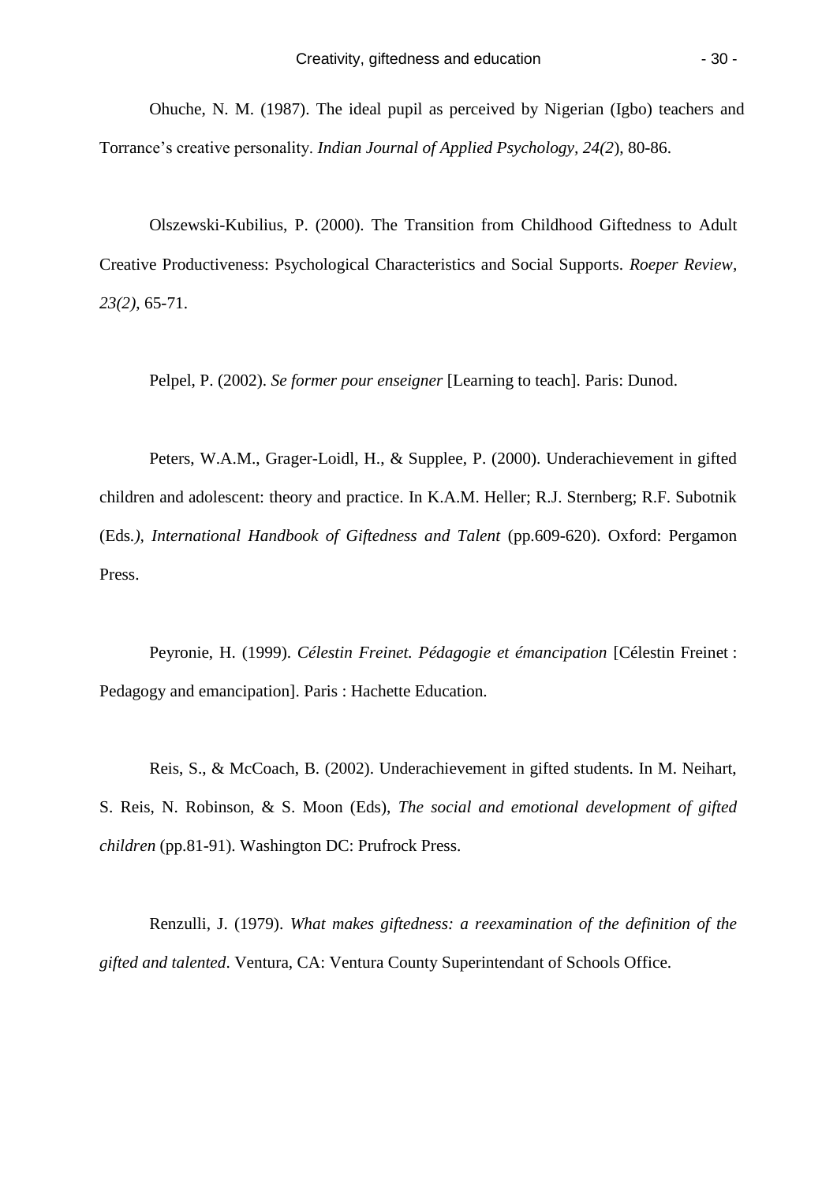Ohuche, N. M. (1987). The ideal pupil as perceived by Nigerian (Igbo) teachers and Torrance's creative personality. *Indian Journal of Applied Psychology*, *24(2*), 80-86.

Olszewski-Kubilius, P. (2000). The Transition from Childhood Giftedness to Adult Creative Productiveness: Psychological Characteristics and Social Supports. *Roeper Review, 23(2)*, 65-71.

Pelpel, P. (2002). *Se former pour enseigner* [Learning to teach]. Paris: Dunod.

Peters, W.A.M., Grager-Loidl, H., & Supplee, P. (2000). Underachievement in gifted children and adolescent: theory and practice. In K.A.M. Heller; R.J. Sternberg; R.F. Subotnik (Eds*.), International Handbook of Giftedness and Talent* (pp.609-620). Oxford: Pergamon Press.

Peyronie, H. (1999). *Célestin Freinet. Pédagogie et émancipation* [Célestin Freinet : Pedagogy and emancipation]. Paris : Hachette Education.

Reis, S., & McCoach, B. (2002). Underachievement in gifted students. In M. Neihart, S. Reis, N. Robinson, & S. Moon (Eds), *The social and emotional development of gifted children* (pp.81-91). Washington DC: Prufrock Press.

Renzulli, J. (1979). *What makes giftedness: a reexamination of the definition of the gifted and talented*. Ventura, CA: Ventura County Superintendant of Schools Office.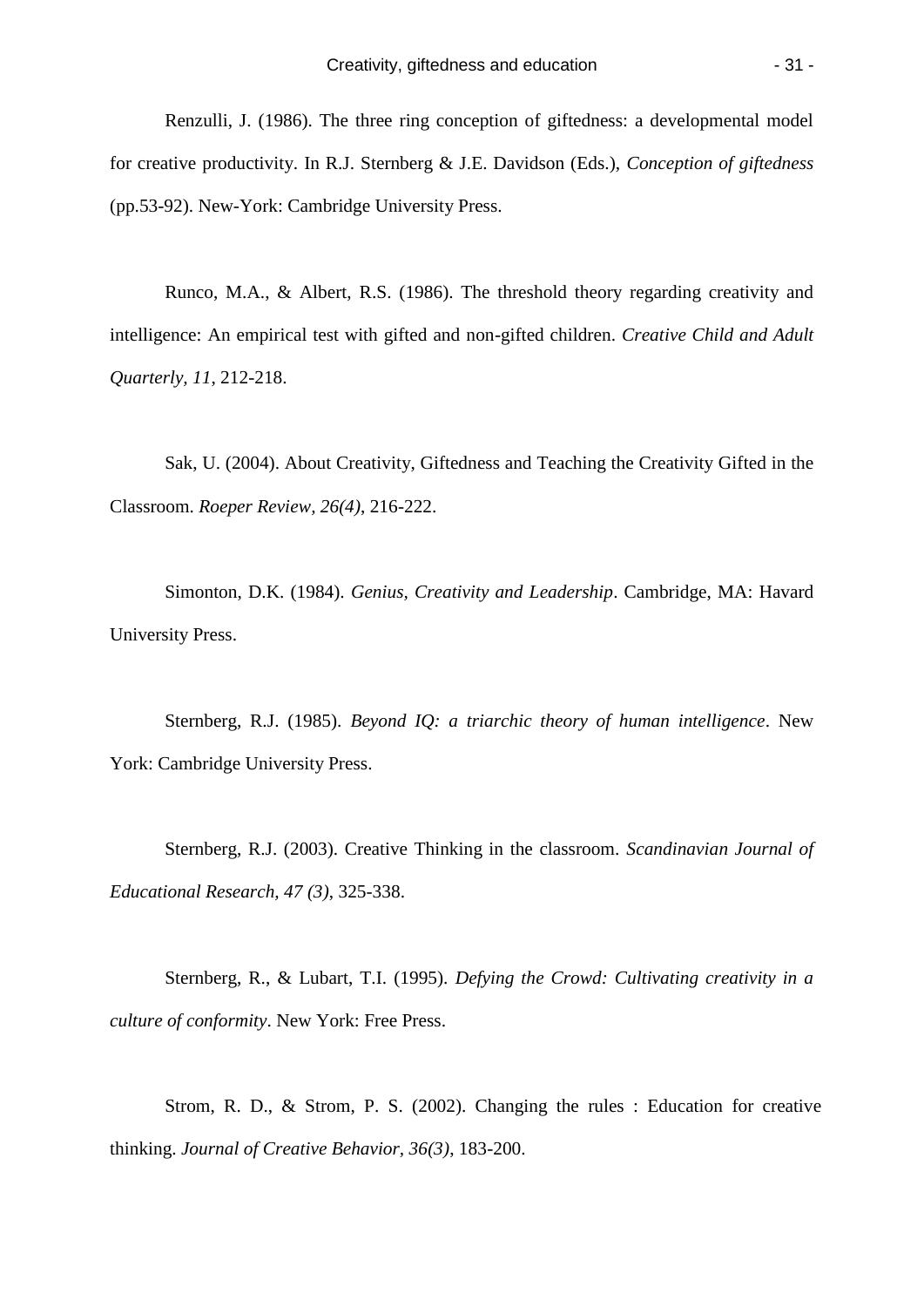Renzulli, J. (1986). The three ring conception of giftedness: a developmental model for creative productivity. In R.J. Sternberg & J.E. Davidson (Eds.), *Conception of giftedness* (pp.53-92). New-York: Cambridge University Press.

Runco, M.A., & Albert, R.S. (1986). The threshold theory regarding creativity and intelligence: An empirical test with gifted and non-gifted children. *Creative Child and Adult Quarterly, 11*, 212-218.

Sak, U. (2004). About Creativity, Giftedness and Teaching the Creativity Gifted in the Classroom. *Roeper Review, 26(4)*, 216-222.

Simonton, D.K. (1984). *Genius, Creativity and Leadership*. Cambridge, MA: Havard University Press.

Sternberg, R.J. (1985). *Beyond IQ: a triarchic theory of human intelligence*. New York: Cambridge University Press.

Sternberg, R.J. (2003). Creative Thinking in the classroom. *Scandinavian Journal of Educational Research, 47 (3)*, 325-338.

Sternberg, R., & Lubart, T.I. (1995). *Defying the Crowd: Cultivating creativity in a culture of conformity*. New York: Free Press.

Strom, R. D., & Strom, P. S. (2002). Changing the rules : Education for creative thinking. *Journal of Creative Behavior, 36(3)*, 183-200.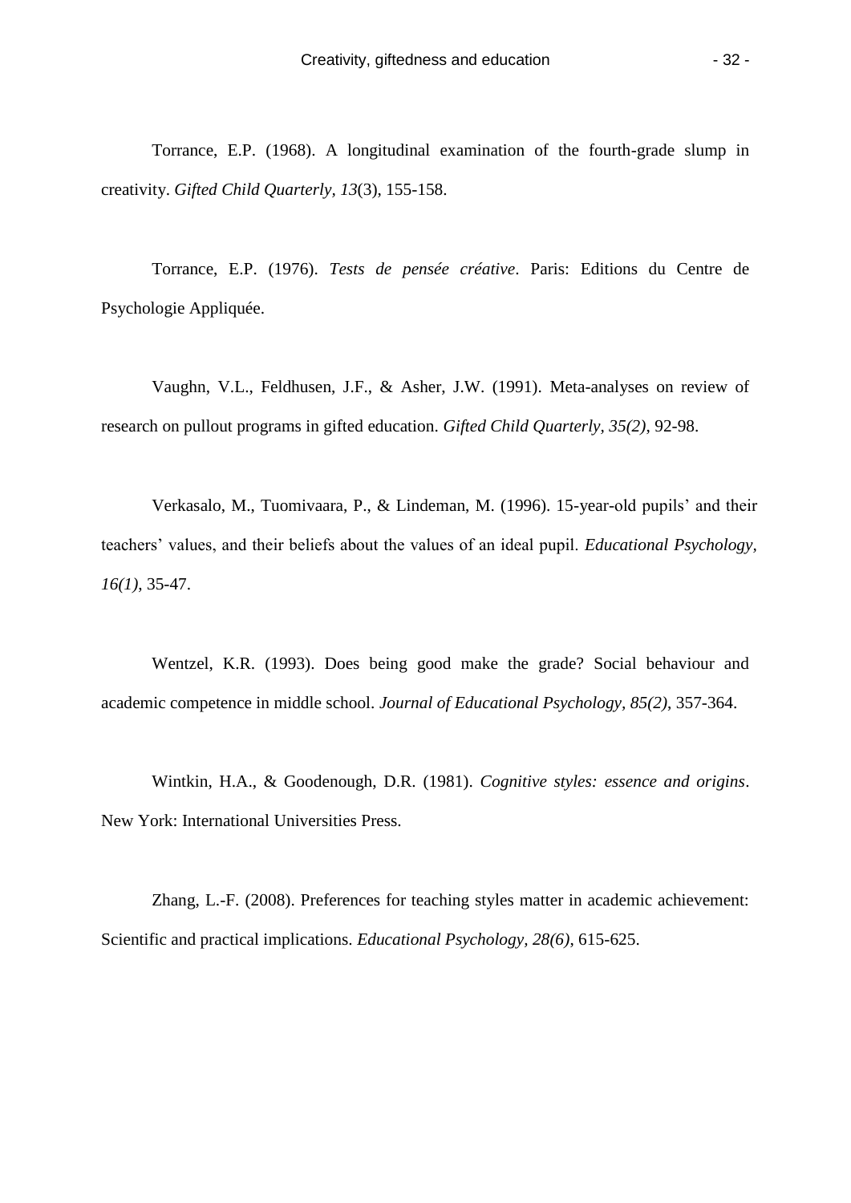Torrance, E.P. (1968). A longitudinal examination of the fourth-grade slump in creativity. *Gifted Child Quarterly, 13*(3), 155-158.

Torrance, E.P. (1976). *Tests de pensée créative*. Paris: Editions du Centre de Psychologie Appliquée.

Vaughn, V.L., Feldhusen, J.F., & Asher, J.W. (1991). Meta-analyses on review of research on pullout programs in gifted education. *Gifted Child Quarterly*, *35(2)*, 92-98.

Verkasalo, M., Tuomivaara, P., & Lindeman, M. (1996). 15-year-old pupils' and their teachers' values, and their beliefs about the values of an ideal pupil. *Educational Psychology, 16(1)*, 35-47.

Wentzel, K.R. (1993). Does being good make the grade? Social behaviour and academic competence in middle school. *Journal of Educational Psychology, 85(2)*, 357-364.

Wintkin, H.A., & Goodenough, D.R. (1981). *Cognitive styles: essence and origins*. New York: International Universities Press.

Zhang, L.-F. (2008). Preferences for teaching styles matter in academic achievement: Scientific and practical implications. *Educational Psychology, 28(6)*, 615-625.